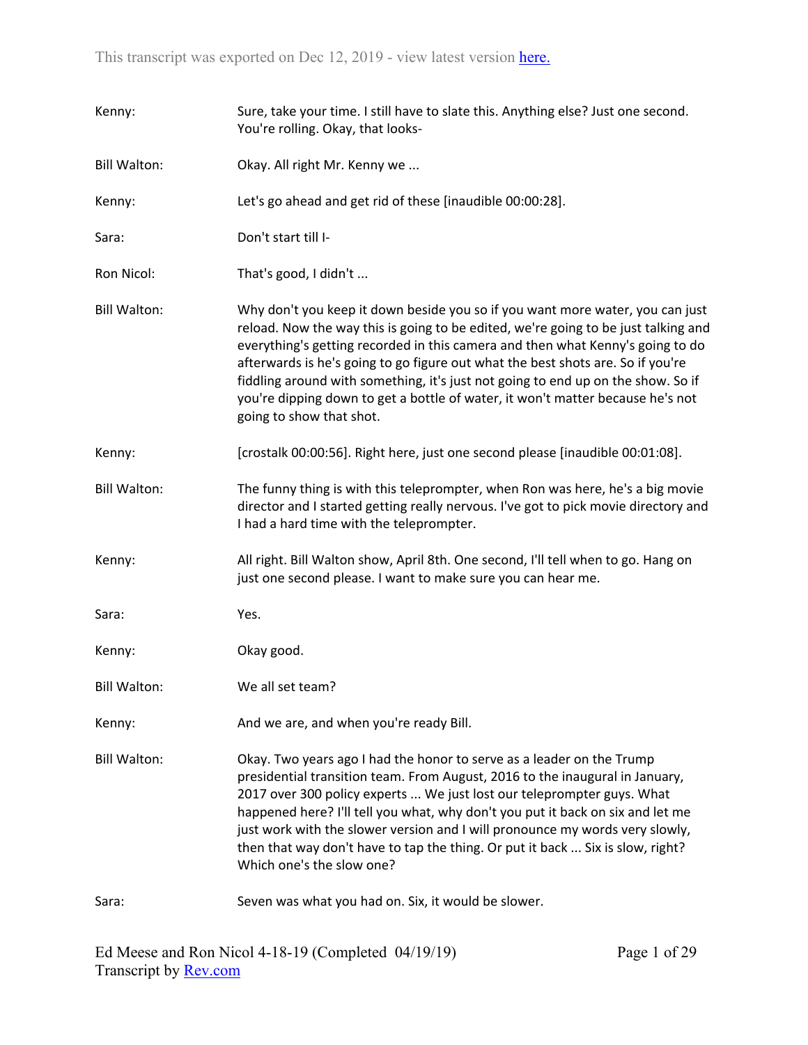This transcript was exported on Dec 12, 2019 - view latest version here.

Kenny: Sure, take your time. I still have to slate this. Anything else? Just one second. You're rolling. Okay, that looks-

Bill Walton: Okay. All right Mr. Kenny we ...

Kenny: Let's go ahead and get rid of these [inaudible 00:00:28].

Sara: Don't start till I-

Ron Nicol: That's good, I didn't ...

Bill Walton: Why don't you keep it down beside you so if you want more water, you can just reload. Now the way this is going to be edited, we're going to be just talking and everything's getting recorded in this camera and then what Kenny's going to do afterwards is he's going to go figure out what the best shots are. So if you're fiddling around with something, it's just not going to end up on the show. So if you're dipping down to get a bottle of water, it won't matter because he's not going to show that shot.

Kenny: [crostalk 00:00:56]. Right here, just one second please [inaudible 00:01:08].

Bill Walton: The funny thing is with this teleprompter, when Ron was here, he's a big movie director and I started getting really nervous. I've got to pick movie directory and I had a hard time with the teleprompter.

Kenny: All right. Bill Walton show, April 8th. One second, I'll tell when to go. Hang on just one second please. I want to make sure you can hear me.

Sara: Yes.

Kenny: Okay good.

Bill Walton: We all set team?

Kenny: And we are, and when you're ready Bill.

Bill Walton: Okay. Two years ago I had the honor to serve as a leader on the Trump presidential transition team. From August, 2016 to the inaugural in January, 2017 over 300 policy experts ... We just lost our teleprompter guys. What happened here? I'll tell you what, why don't you put it back on six and let me just work with the slower version and I will pronounce my words very slowly, then that way don't have to tap the thing. Or put it back ... Six is slow, right? Which one's the slow one?

Sara: Seven was what you had on. Six, it would be slower.

Ed Meese and Ron Nicol 4-18-19 (Completed 04/19/19)
Transcript by Rev.com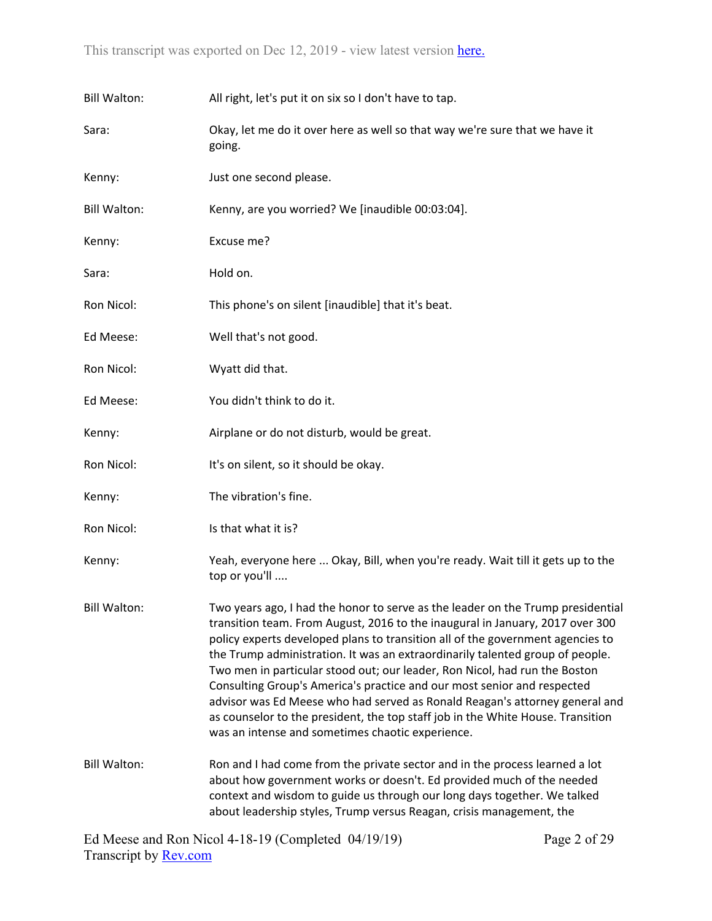Bill Walton: All right, let's put it on six so I don't have to tap.

Sara: Okay, let me do it over here as well so that way we're sure that we have it going.

Kenny: Just one second please.

Bill Walton: Kenny, are you worried? We [inaudible 00:03:04].

Kenny: Excuse me?

Sara: Hold on.

Ron Nicol: This phone's on silent [inaudible] that it's beat.

Ed Meese: Well that's not good.

Ron Nicol: Wyatt did that.

Ed Meese: You didn't think to do it.

Kenny: Airplane or do not disturb, would be great.

Ron Nicol: It's on silent, so it should be okay.

Kenny: The vibration's fine.

Ron Nicol: Is that what it is?

Kenny: Yeah, everyone here ... Okay, Bill, when you're ready. Wait till it gets up to the top or you'll ....

Bill Walton: Two years ago, I had the honor to serve as the leader on the Trump presidential transition team. From August, 2016 to the inaugural in January, 2017 over 300 policy experts developed plans to transition all of the government agencies to the Trump administration. It was an extraordinarily talented group of people. Two men in particular stood out; our leader, Ron Nicol, had run the Boston Consulting Group's America's practice and our most senior and respected advisor was Ed Meese who had served as Ronald Reagan's attorney general and as counselor to the president, the top staff job in the White House. Transition was an intense and sometimes chaotic experience.

Bill Walton: Ron and I had come from the private sector and in the process learned a lot about how government works or doesn't. Ed provided much of the needed context and wisdom to guide us through our long days together. We talked about leadership styles, Trump versus Reagan, crisis management, the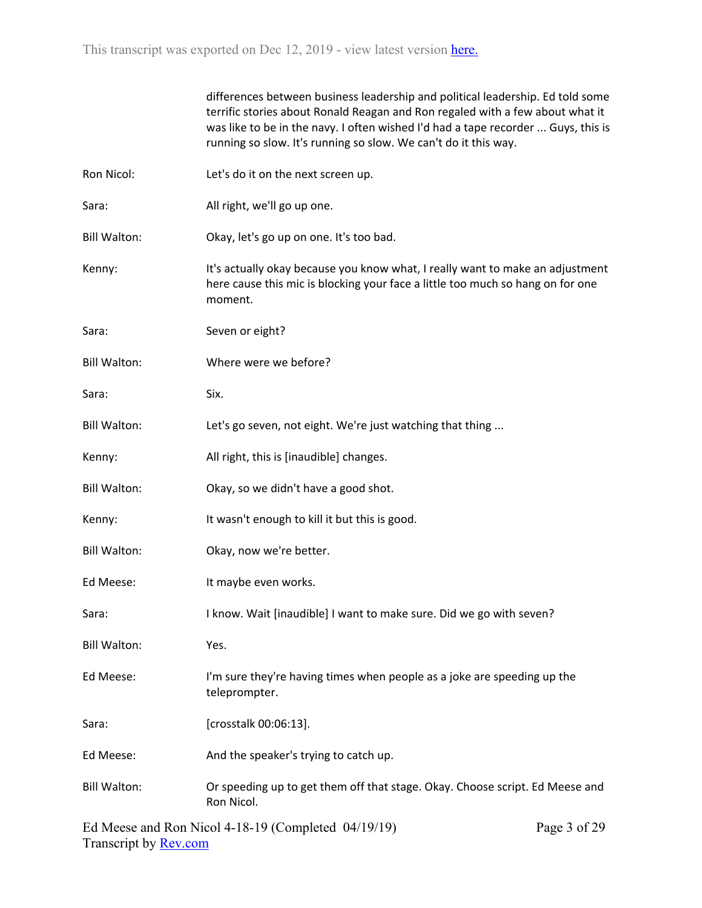differences between business leadership and political leadership. Ed told some terrific stories about Ronald Reagan and Ron regaled with a few about what it was like to be in the navy. I often wished I'd had a tape recorder ... Guys, this is running so slow. It's running so slow. We can't do it this way.

**Ron Nicol:** Let's do it on the next screen up.

**Sara:** All right, we'll go up one.

**Bill Walton:** Okay, let's go up on one. It's too bad.

**Kenny:** It's actually okay because you know what, I really want to make an adjustment here cause this mic is blocking your face a little too much so hang on for one moment.

**Sara:** Seven or eight?

**Bill Walton:** Where were we before?

**Sara:** Six.

**Bill Walton:** Let's go seven, not eight. We're just watching that thing ...

**Kenny:** All right, this is [inaudible] changes.

**Bill Walton:** Okay, so we didn't have a good shot.

**Kenny:** It wasn't enough to kill it but this is good.

**Bill Walton:** Okay, now we're better.

**Ed Meese:** It maybe even works.

**Sara:** I know. Wait [inaudible] I want to make sure. Did we go with seven?

**Bill Walton:** Yes.

**Ed Meese:** I'm sure they're having times when people as a joke are speeding up the teleprompter.

**Sara:** [crosstalk 00:06:13].

**Ed Meese:** And the speaker's trying to catch up.

**Bill Walton:** Or speeding up to get them off that stage. Okay. Choose script. Ed Meese and Ron Nicol.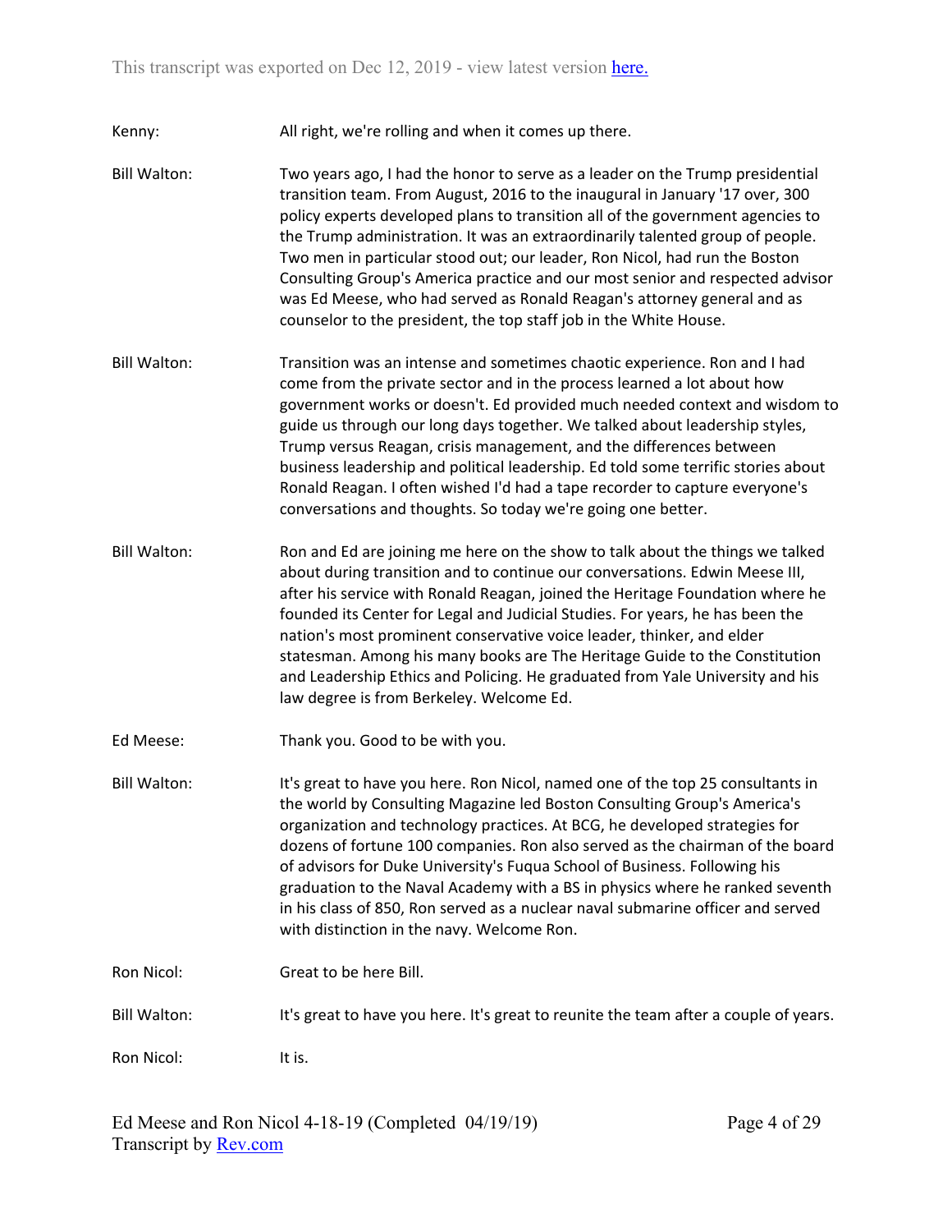This transcript was exported on Dec 12, 2019 - view latest version here.

Kenny: All right, we're rolling and when it comes up there.

Bill Walton: Two years ago, I had the honor to serve as a leader on the Trump presidential transition team. From August, 2016 to the inaugural in January '17 over, 300 policy experts developed plans to transition all of the government agencies to the Trump administration. It was an extraordinarily talented group of people. Two men in particular stood out; our leader, Ron Nicol, had run the Boston Consulting Group's America practice and our most senior and respected advisor was Ed Meese, who had served as Ronald Reagan's attorney general and as counselor to the president, the top staff job in the White House.

Bill Walton: Transition was an intense and sometimes chaotic experience. Ron and I had come from the private sector and in the process learned a lot about how government works or doesn't. Ed provided much needed context and wisdom to guide us through our long days together. We talked about leadership styles, Trump versus Reagan, crisis management, and the differences between business leadership and political leadership. Ed told some terrific stories about Ronald Reagan. I often wished I'd had a tape recorder to capture everyone's conversations and thoughts. So today we're going one better.

Bill Walton: Ron and Ed are joining me here on the show to talk about the things we talked about during transition and to continue our conversations. Edwin Meese III, after his service with Ronald Reagan, joined the Heritage Foundation where he founded its Center for Legal and Judicial Studies. For years, he has been the nation's most prominent conservative voice leader, thinker, and elder statesman. Among his many books are The Heritage Guide to the Constitution and Leadership Ethics and Policing. He graduated from Yale University and his law degree is from Berkeley. Welcome Ed.

Ed Meese: Thank you. Good to be with you.

Bill Walton: It's great to have you here. Ron Nicol, named one of the top 25 consultants in the world by Consulting Magazine led Boston Consulting Group's America's organization and technology practices. At BCG, he developed strategies for dozens of fortune 100 companies. Ron also served as the chairman of the board of advisors for Duke University's Fuqua School of Business. Following his graduation to the Naval Academy with a BS in physics where he ranked seventh in his class of 850, Ron served as a nuclear naval submarine officer and served with distinction in the navy. Welcome Ron.

Ron Nicol: Great to be here Bill.

Bill Walton: It's great to have you here. It's great to reunite the team after a couple of years.

Ron Nicol: It is.

Ed Meese and Ron Nicol 4-18-19 (Completed 04/19/19)
Transcript by Rev.com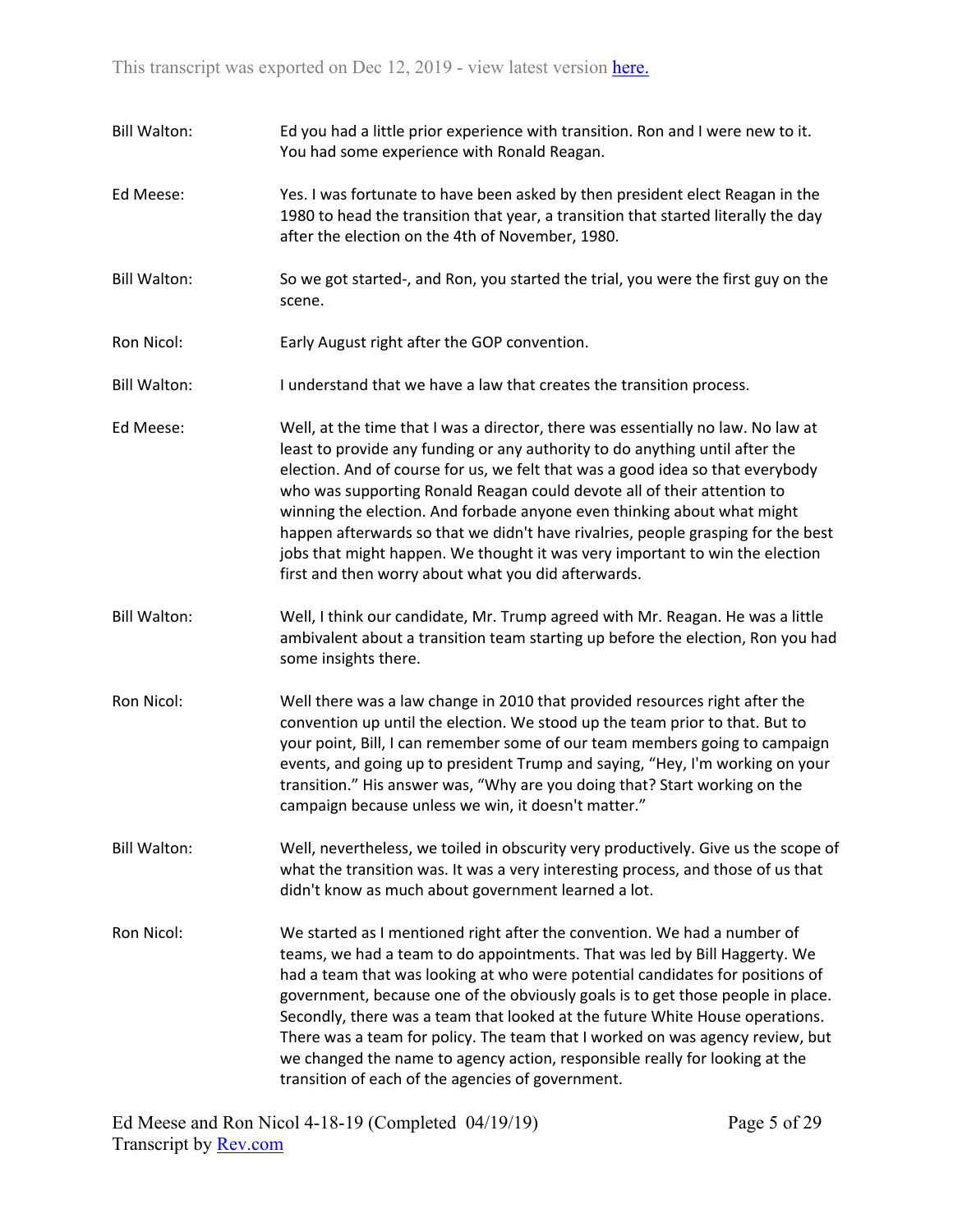**Bill Walton:** Ed you had a little prior experience with transition. Ron and I were new to it. You had some experience with Ronald Reagan.

**Ed Meese:** Yes. I was fortunate to have been asked by then president elect Reagan in the 1980 to head the transition that year, a transition that started literally the day after the election on the 4th of November, 1980.

**Bill Walton:** So we got started-, and Ron, you started the trial, you were the first guy on the scene.

**Ron Nicol:** Early August right after the GOP convention.

**Bill Walton:** I understand that we have a law that creates the transition process.

**Ed Meese:** Well, at the time that I was a director, there was essentially no law. No law at least to provide any funding or any authority to do anything until after the election. And of course for us, we felt that was a good idea so that everybody who was supporting Ronald Reagan could devote all of their attention to winning the election. And forbade anyone even thinking about what might happen afterwards so that we didn't have rivalries, people grasping for the best jobs that might happen. We thought it was very important to win the election first and then worry about what you did afterwards.

**Bill Walton:** Well, I think our candidate, Mr. Trump agreed with Mr. Reagan. He was a little ambivalent about a transition team starting up before the election, Ron you had some insights there.

**Ron Nicol:** Well there was a law change in 2010 that provided resources right after the convention up until the election. We stood up the team prior to that. But to your point, Bill, I can remember some of our team members going to campaign events, and going up to president Trump and saying, "Hey, I'm working on your transition." His answer was, "Why are you doing that? Start working on the campaign because unless we win, it doesn't matter."

**Bill Walton:** Well, nevertheless, we toiled in obscurity very productively. Give us the scope of what the transition was. It was a very interesting process, and those of us that didn't know as much about government learned a lot.

**Ron Nicol:** We started as I mentioned right after the convention. We had a number of teams, we had a team to do appointments. That was led by Bill Haggerty. We had a team that was looking at who were potential candidates for positions of government, because one of the obviously goals is to get those people in place. Secondly, there was a team that looked at the future White House operations. There was a team for policy. The team that I worked on was agency review, but we changed the name to agency action, responsible really for looking at the transition of each of the agencies of government.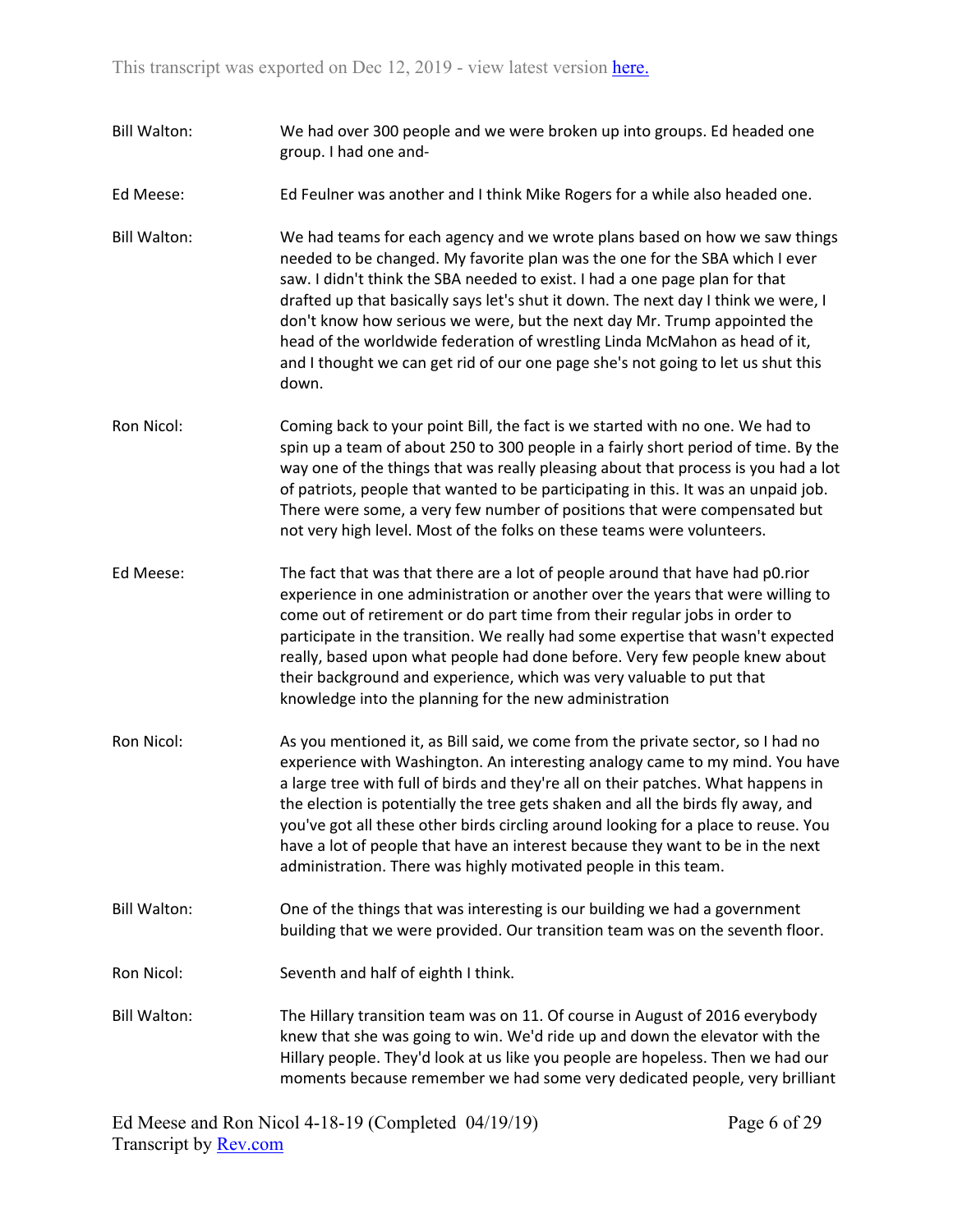Bill Walton: We had over 300 people and we were broken up into groups. Ed headed one group. I had one and-

Ed Meese: Ed Feulner was another and I think Mike Rogers for a while also headed one.

Bill Walton: We had teams for each agency and we wrote plans based on how we saw things needed to be changed. My favorite plan was the one for the SBA which I ever saw. I didn't think the SBA needed to exist. I had a one page plan for that drafted up that basically says let's shut it down. The next day I think we were, I don't know how serious we were, but the next day Mr. Trump appointed the head of the worldwide federation of wrestling Linda McMahon as head of it, and I thought we can get rid of our one page she's not going to let us shut this down.

Ron Nicol: Coming back to your point Bill, the fact is we started with no one. We had to spin up a team of about 250 to 300 people in a fairly short period of time. By the way one of the things that was really pleasing about that process is you had a lot of patriots, people that wanted to be participating in this. It was an unpaid job. There were some, a very few number of positions that were compensated but not very high level. Most of the folks on these teams were volunteers.

Ed Meese: The fact that was that there are a lot of people around that have had p0.rior experience in one administration or another over the years that were willing to come out of retirement or do part time from their regular jobs in order to participate in the transition. We really had some expertise that wasn't expected really, based upon what people had done before. Very few people knew about their background and experience, which was very valuable to put that knowledge into the planning for the new administration

Ron Nicol: As you mentioned it, as Bill said, we come from the private sector, so I had no experience with Washington. An interesting analogy came to my mind. You have a large tree with full of birds and they're all on their patches. What happens in the election is potentially the tree gets shaken and all the birds fly away, and you've got all these other birds circling around looking for a place to reuse. You have a lot of people that have an interest because they want to be in the next administration. There was highly motivated people in this team.

Bill Walton: One of the things that was interesting is our building we had a government building that we were provided. Our transition team was on the seventh floor.

Ron Nicol: Seventh and half of eighth I think.

Bill Walton: The Hillary transition team was on 11. Of course in August of 2016 everybody knew that she was going to win. We'd ride up and down the elevator with the Hillary people. They'd look at us like you people are hopeless. Then we had our moments because remember we had some very dedicated people, very brilliant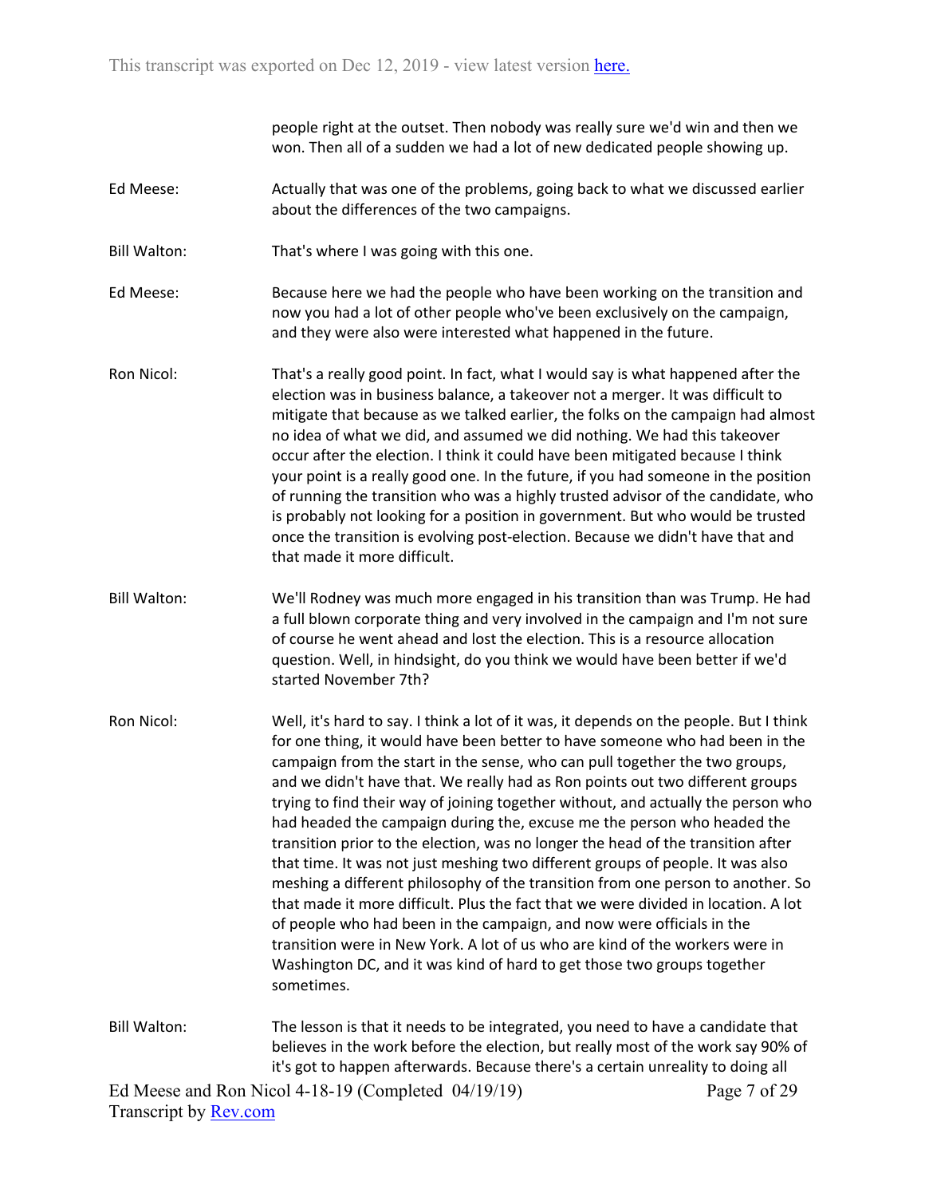people right at the outset. Then nobody was really sure we'd win and then we won. Then all of a sudden we had a lot of new dedicated people showing up.

**Ed Meese:** Actually that was one of the problems, going back to what we discussed earlier about the differences of the two campaigns.

**Bill Walton:** That's where I was going with this one.

**Ed Meese:** Because here we had the people who have been working on the transition and now you had a lot of other people who've been exclusively on the campaign, and they were also were interested what happened in the future.

**Ron Nicol:** That's a really good point. In fact, what I would say is what happened after the election was in business balance, a takeover not a merger. It was difficult to mitigate that because as we talked earlier, the folks on the campaign had almost no idea of what we did, and assumed we did nothing. We had this takeover occur after the election. I think it could have been mitigated because I think your point is a really good one. In the future, if you had someone in the position of running the transition who was a highly trusted advisor of the candidate, who is probably not looking for a position in government. But who would be trusted once the transition is evolving post-election. Because we didn't have that and that made it more difficult.

**Bill Walton:** We'll Rodney was much more engaged in his transition than was Trump. He had a full blown corporate thing and very involved in the campaign and I'm not sure of course he went ahead and lost the election. This is a resource allocation question. Well, in hindsight, do you think we would have been better if we'd started November 7th?

**Ron Nicol:** Well, it's hard to say. I think a lot of it was, it depends on the people. But I think for one thing, it would have been better to have someone who had been in the campaign from the start in the sense, who can pull together the two groups, and we didn't have that. We really had as Ron points out two different groups trying to find their way of joining together without, and actually the person who had headed the campaign during the, excuse me the person who headed the transition prior to the election, was no longer the head of the transition after that time. It was not just meshing two different groups of people. It was also meshing a different philosophy of the transition from one person to another. So that made it more difficult. Plus the fact that we were divided in location. A lot of people who had been in the campaign, and now were officials in the transition were in New York. A lot of us who are kind of the workers were in Washington DC, and it was kind of hard to get those two groups together sometimes.

**Bill Walton:** The lesson is that it needs to be integrated, you need to have a candidate that believes in the work before the election, but really most of the work say 90% of it's got to happen afterwards. Because there's a certain unreality to doing all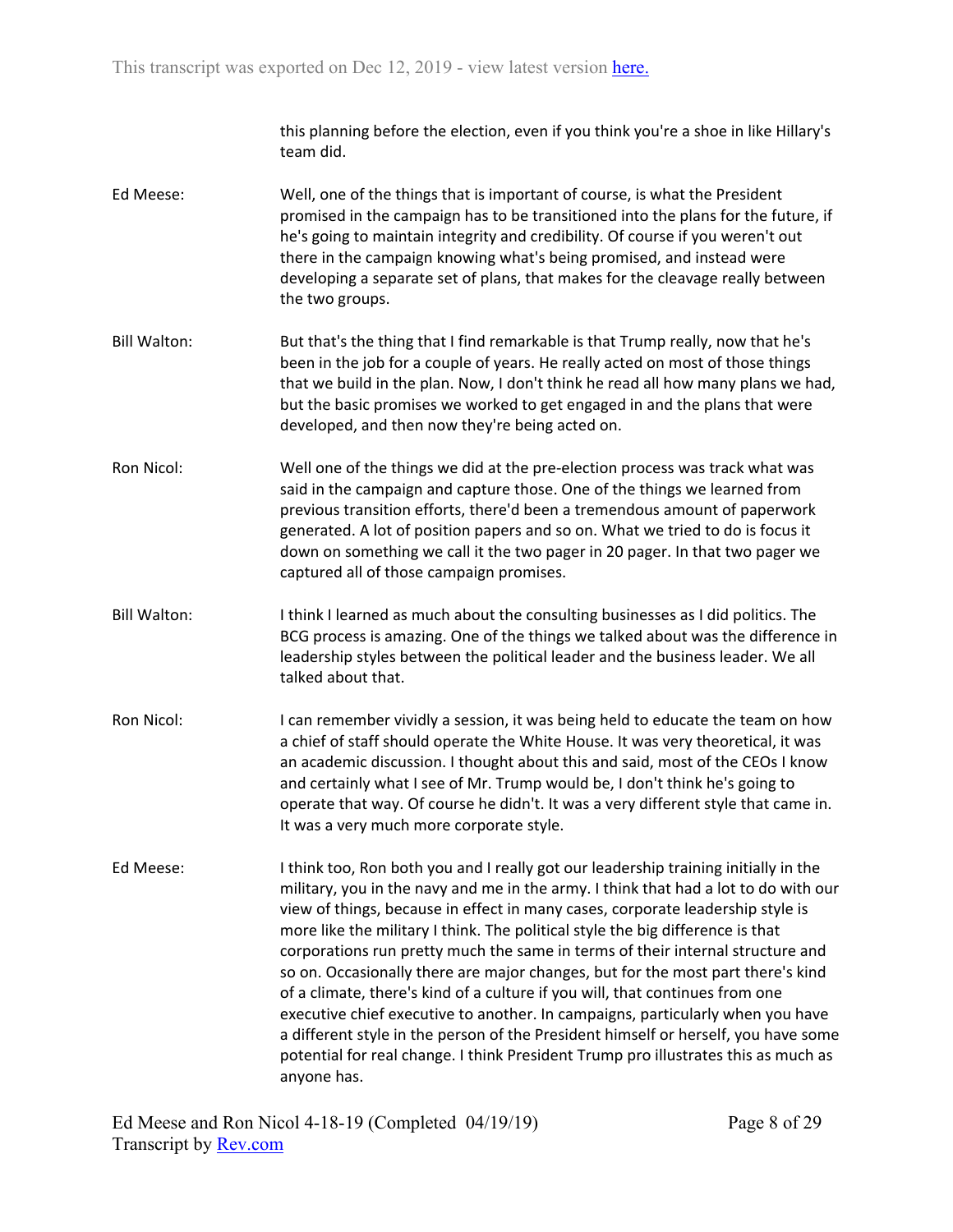this planning before the election, even if you think you're a shoe in like Hillary's team did.

**Ed Meese:** Well, one of the things that is important of course, is what the President promised in the campaign has to be transitioned into the plans for the future, if he's going to maintain integrity and credibility. Of course if you weren't out there in the campaign knowing what's being promised, and instead were developing a separate set of plans, that makes for the cleavage really between the two groups.

**Bill Walton:** But that's the thing that I find remarkable is that Trump really, now that he's been in the job for a couple of years. He really acted on most of those things that we build in the plan. Now, I don't think he read all how many plans we had, but the basic promises we worked to get engaged in and the plans that were developed, and then now they're being acted on.

**Ron Nicol:** Well one of the things we did at the pre-election process was track what was said in the campaign and capture those. One of the things we learned from previous transition efforts, there'd been a tremendous amount of paperwork generated. A lot of position papers and so on. What we tried to do is focus it down on something we call it the two pager in 20 pager. In that two pager we captured all of those campaign promises.

**Bill Walton:** I think I learned as much about the consulting businesses as I did politics. The BCG process is amazing. One of the things we talked about was the difference in leadership styles between the political leader and the business leader. We all talked about that.

**Ron Nicol:** I can remember vividly a session, it was being held to educate the team on how a chief of staff should operate the White House. It was very theoretical, it was an academic discussion. I thought about this and said, most of the CEOs I know and certainly what I see of Mr. Trump would be, I don't think he's going to operate that way. Of course he didn't. It was a very different style that came in. It was a very much more corporate style.

**Ed Meese:** I think too, Ron both you and I really got our leadership training initially in the military, you in the navy and me in the army. I think that had a lot to do with our view of things, because in effect in many cases, corporate leadership style is more like the military I think. The political style the big difference is that corporations run pretty much the same in terms of their internal structure and so on. Occasionally there are major changes, but for the most part there's kind of a climate, there's kind of a culture if you will, that continues from one executive chief executive to another. In campaigns, particularly when you have a different style in the person of the President himself or herself, you have some potential for real change. I think President Trump pro illustrates this as much as anyone has.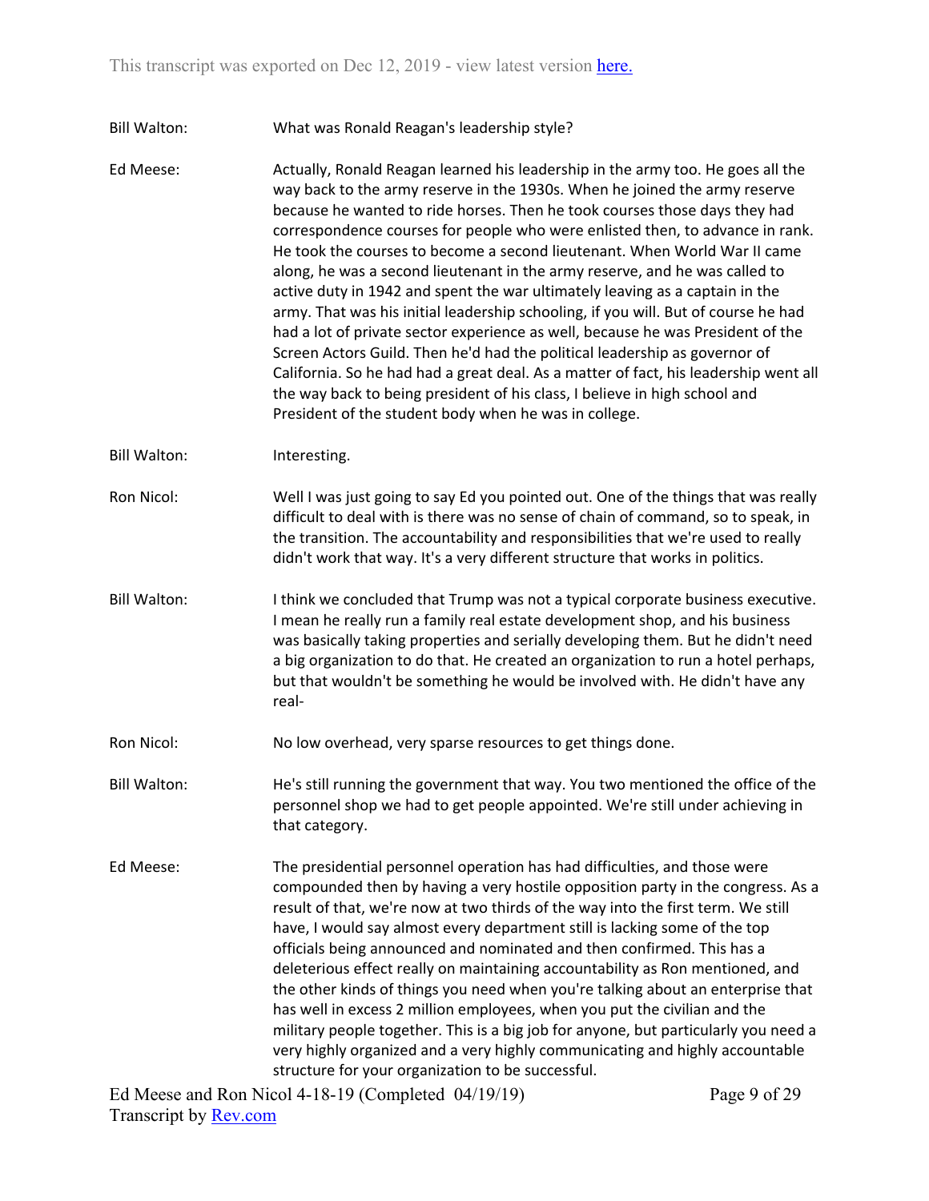Bill Walton: What was Ronald Reagan's leadership style?

Ed Meese: Actually, Ronald Reagan learned his leadership in the army too. He goes all the way back to the army reserve in the 1930s. When he joined the army reserve because he wanted to ride horses. Then he took courses those days they had correspondence courses for people who were enlisted then, to advance in rank. He took the courses to become a second lieutenant. When World War II came along, he was a second lieutenant in the army reserve, and he was called to active duty in 1942 and spent the war ultimately leaving as a captain in the army. That was his initial leadership schooling, if you will. But of course he had had a lot of private sector experience as well, because he was President of the Screen Actors Guild. Then he'd had the political leadership as governor of California. So he had had a great deal. As a matter of fact, his leadership went all the way back to being president of his class, I believe in high school and President of the student body when he was in college.

Bill Walton: Interesting.

Ron Nicol: Well I was just going to say Ed you pointed out. One of the things that was really difficult to deal with is there was no sense of chain of command, so to speak, in the transition. The accountability and responsibilities that we're used to really didn't work that way. It's a very different structure that works in politics.

Bill Walton: I think we concluded that Trump was not a typical corporate business executive. I mean he really run a family real estate development shop, and his business was basically taking properties and serially developing them. But he didn't need a big organization to do that. He created an organization to run a hotel perhaps, but that wouldn't be something he would be involved with. He didn't have any real-

Ron Nicol: No low overhead, very sparse resources to get things done.

Bill Walton: He's still running the government that way. You two mentioned the office of the personnel shop we had to get people appointed. We're still under achieving in that category.

Ed Meese: The presidential personnel operation has had difficulties, and those were compounded then by having a very hostile opposition party in the congress. As a result of that, we're now at two thirds of the way into the first term. We still have, I would say almost every department still is lacking some of the top officials being announced and nominated and then confirmed. This has a deleterious effect really on maintaining accountability as Ron mentioned, and the other kinds of things you need when you're talking about an enterprise that has well in excess 2 million employees, when you put the civilian and the military people together. This is a big job for anyone, but particularly you need a very highly organized and a very highly communicating and highly accountable structure for your organization to be successful.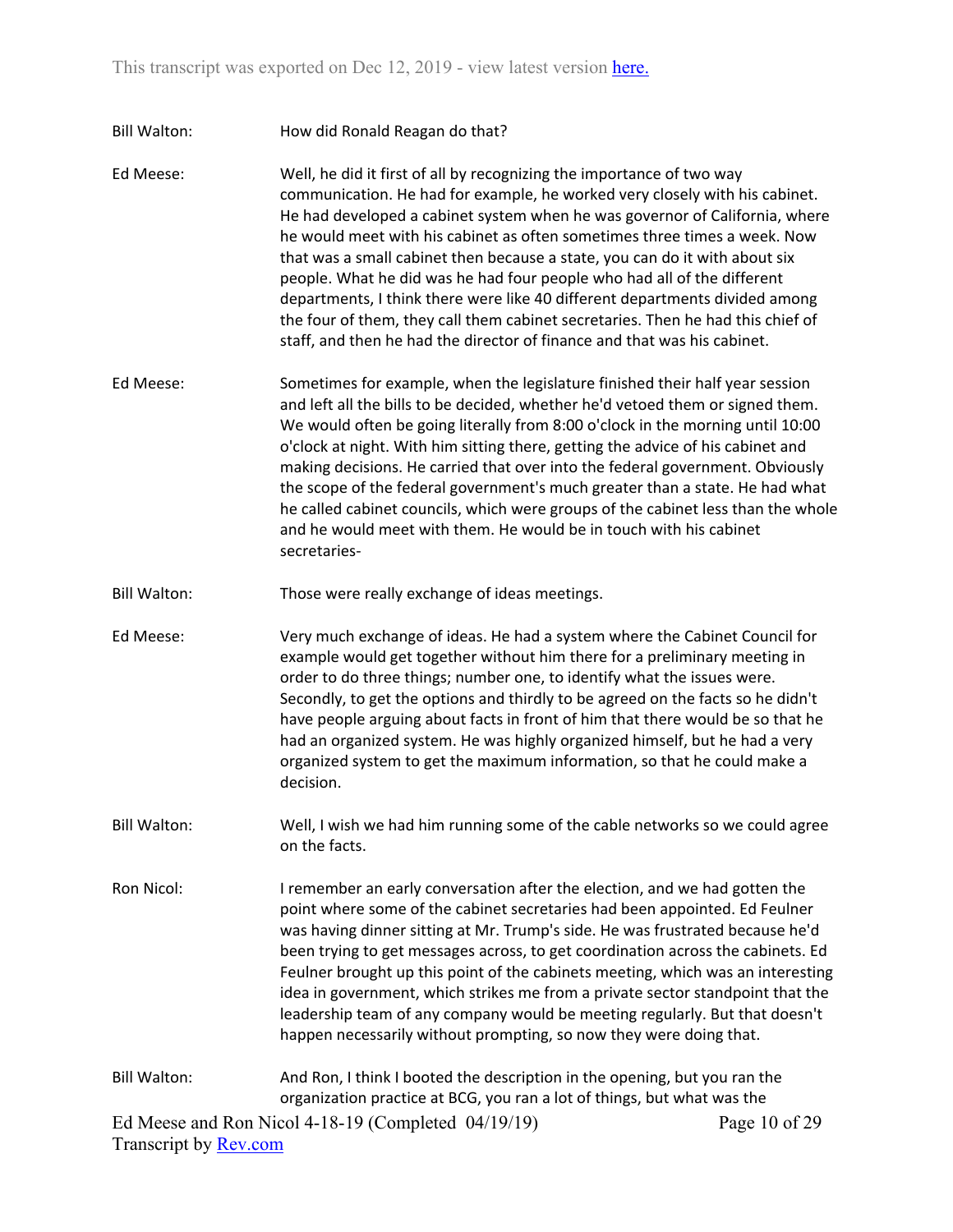Bill Walton: How did Ronald Reagan do that?

Ed Meese: Well, he did it first of all by recognizing the importance of two way communication. He had for example, he worked very closely with his cabinet. He had developed a cabinet system when he was governor of California, where he would meet with his cabinet as often sometimes three times a week. Now that was a small cabinet then because a state, you can do it with about six people. What he did was he had four people who had all of the different departments, I think there were like 40 different departments divided among the four of them, they call them cabinet secretaries. Then he had this chief of staff, and then he had the director of finance and that was his cabinet.

Ed Meese: Sometimes for example, when the legislature finished their half year session and left all the bills to be decided, whether he'd vetoed them or signed them. We would often be going literally from 8:00 o'clock in the morning until 10:00 o'clock at night. With him sitting there, getting the advice of his cabinet and making decisions. He carried that over into the federal government. Obviously the scope of the federal government's much greater than a state. He had what he called cabinet councils, which were groups of the cabinet less than the whole and he would meet with them. He would be in touch with his cabinet secretaries-

Bill Walton: Those were really exchange of ideas meetings.

Ed Meese: Very much exchange of ideas. He had a system where the Cabinet Council for example would get together without him there for a preliminary meeting in order to do three things; number one, to identify what the issues were. Secondly, to get the options and thirdly to be agreed on the facts so he didn't have people arguing about facts in front of him that there would be so that he had an organized system. He was highly organized himself, but he had a very organized system to get the maximum information, so that he could make a decision.

Bill Walton: Well, I wish we had him running some of the cable networks so we could agree on the facts.

Ron Nicol: I remember an early conversation after the election, and we had gotten the point where some of the cabinet secretaries had been appointed. Ed Feulner was having dinner sitting at Mr. Trump's side. He was frustrated because he'd been trying to get messages across, to get coordination across the cabinets. Ed Feulner brought up this point of the cabinets meeting, which was an interesting idea in government, which strikes me from a private sector standpoint that the leadership team of any company would be meeting regularly. But that doesn't happen necessarily without prompting, so now they were doing that.

Bill Walton: And Ron, I think I booted the description in the opening, but you ran the organization practice at BCG, you ran a lot of things, but what was the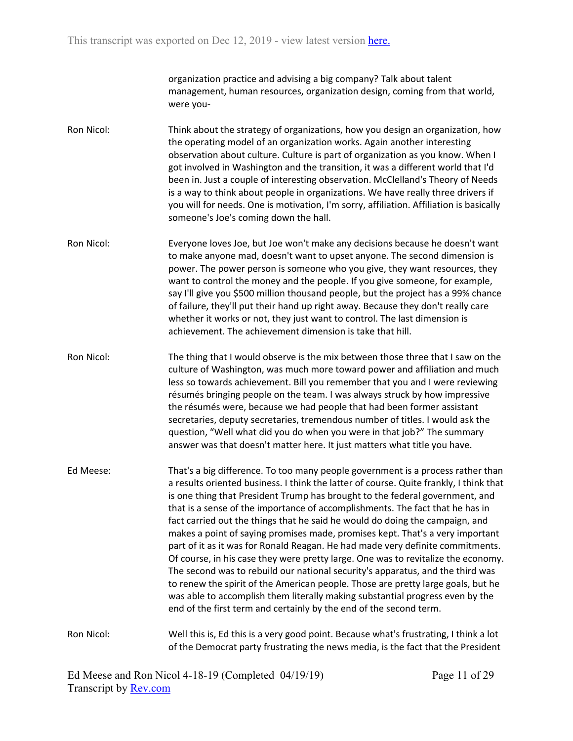organization practice and advising a big company? Talk about talent management, human resources, organization design, coming from that world, were you-

Ron Nicol: Think about the strategy of organizations, how you design an organization, how the operating model of an organization works. Again another interesting observation about culture. Culture is part of organization as you know. When I got involved in Washington and the transition, it was a different world that I'd been in. Just a couple of interesting observation. McClelland's Theory of Needs is a way to think about people in organizations. We have really three drivers if you will for needs. One is motivation, I'm sorry, affiliation. Affiliation is basically someone's Joe's coming down the hall.

Ron Nicol: Everyone loves Joe, but Joe won't make any decisions because he doesn't want to make anyone mad, doesn't want to upset anyone. The second dimension is power. The power person is someone who you give, they want resources, they want to control the money and the people. If you give someone, for example, say I'll give you $500 million thousand people, but the project has a 99% chance of failure, they'll put their hand up right away. Because they don't really care whether it works or not, they just want to control. The last dimension is achievement. The achievement dimension is take that hill.

Ron Nicol: The thing that I would observe is the mix between those three that I saw on the culture of Washington, was much more toward power and affiliation and much less so towards achievement. Bill you remember that you and I were reviewing résumés bringing people on the team. I was always struck by how impressive the résumés were, because we had people that had been former assistant secretaries, deputy secretaries, tremendous number of titles. I would ask the question, "Well what did you do when you were in that job?" The summary answer was that doesn't matter here. It just matters what title you have.

Ed Meese: That's a big difference. To too many people government is a process rather than a results oriented business. I think the latter of course. Quite frankly, I think that is one thing that President Trump has brought to the federal government, and that is a sense of the importance of accomplishments. The fact that he has in fact carried out the things that he said he would do doing the campaign, and makes a point of saying promises made, promises kept. That's a very important part of it as it was for Ronald Reagan. He had made very definite commitments. Of course, in his case they were pretty large. One was to revitalize the economy. The second was to rebuild our national security's apparatus, and the third was to renew the spirit of the American people. Those are pretty large goals, but he was able to accomplish them literally making substantial progress even by the end of the first term and certainly by the end of the second term.

Ron Nicol: Well this is, Ed this is a very good point. Because what's frustrating, I think a lot of the Democrat party frustrating the news media, is the fact that the President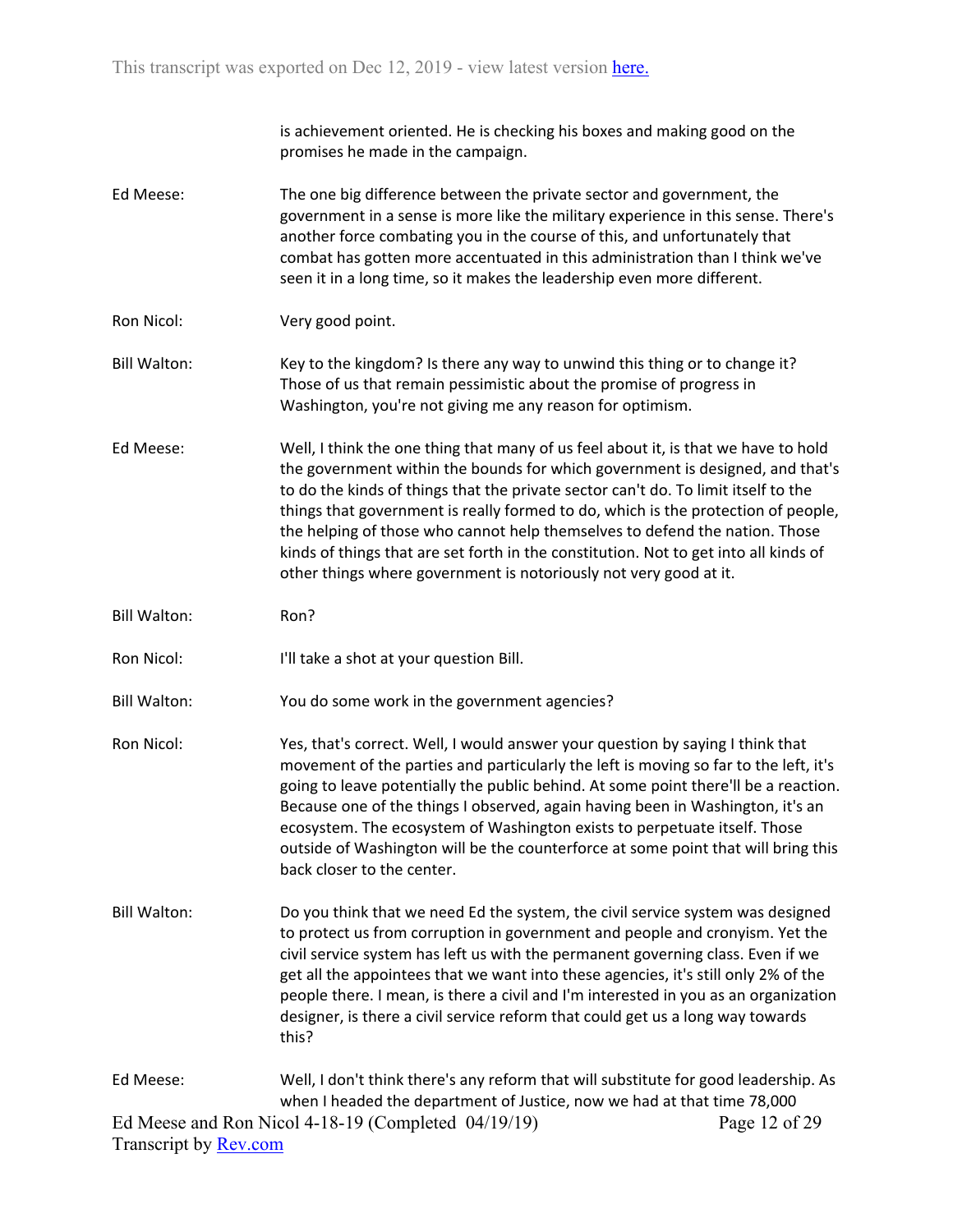is achievement oriented. He is checking his boxes and making good on the promises he made in the campaign.

**Ed Meese:** The one big difference between the private sector and government, the government in a sense is more like the military experience in this sense. There's another force combating you in the course of this, and unfortunately that combat has gotten more accentuated in this administration than I think we've seen it in a long time, so it makes the leadership even more different.

**Ron Nicol:** Very good point.

**Bill Walton:** Key to the kingdom? Is there any way to unwind this thing or to change it? Those of us that remain pessimistic about the promise of progress in Washington, you're not giving me any reason for optimism.

**Ed Meese:** Well, I think the one thing that many of us feel about it, is that we have to hold the government within the bounds for which government is designed, and that's to do the kinds of things that the private sector can't do. To limit itself to the things that government is really formed to do, which is the protection of people, the helping of those who cannot help themselves to defend the nation. Those kinds of things that are set forth in the constitution. Not to get into all kinds of other things where government is notoriously not very good at it.

**Bill Walton:** Ron?

**Ron Nicol:** I'll take a shot at your question Bill.

**Bill Walton:** You do some work in the government agencies?

**Ron Nicol:** Yes, that's correct. Well, I would answer your question by saying I think that movement of the parties and particularly the left is moving so far to the left, it's going to leave potentially the public behind. At some point there'll be a reaction. Because one of the things I observed, again having been in Washington, it's an ecosystem. The ecosystem of Washington exists to perpetuate itself. Those outside of Washington will be the counterforce at some point that will bring this back closer to the center.

**Bill Walton:** Do you think that we need Ed the system, the civil service system was designed to protect us from corruption in government and people and cronyism. Yet the civil service system has left us with the permanent governing class. Even if we get all the appointees that we want into these agencies, it's still only 2% of the people there. I mean, is there a civil and I'm interested in you as an organization designer, is there a civil service reform that could get us a long way towards this?

**Ed Meese:** Well, I don't think there's any reform that will substitute for good leadership. As when I headed the department of Justice, now we had at that time 78,000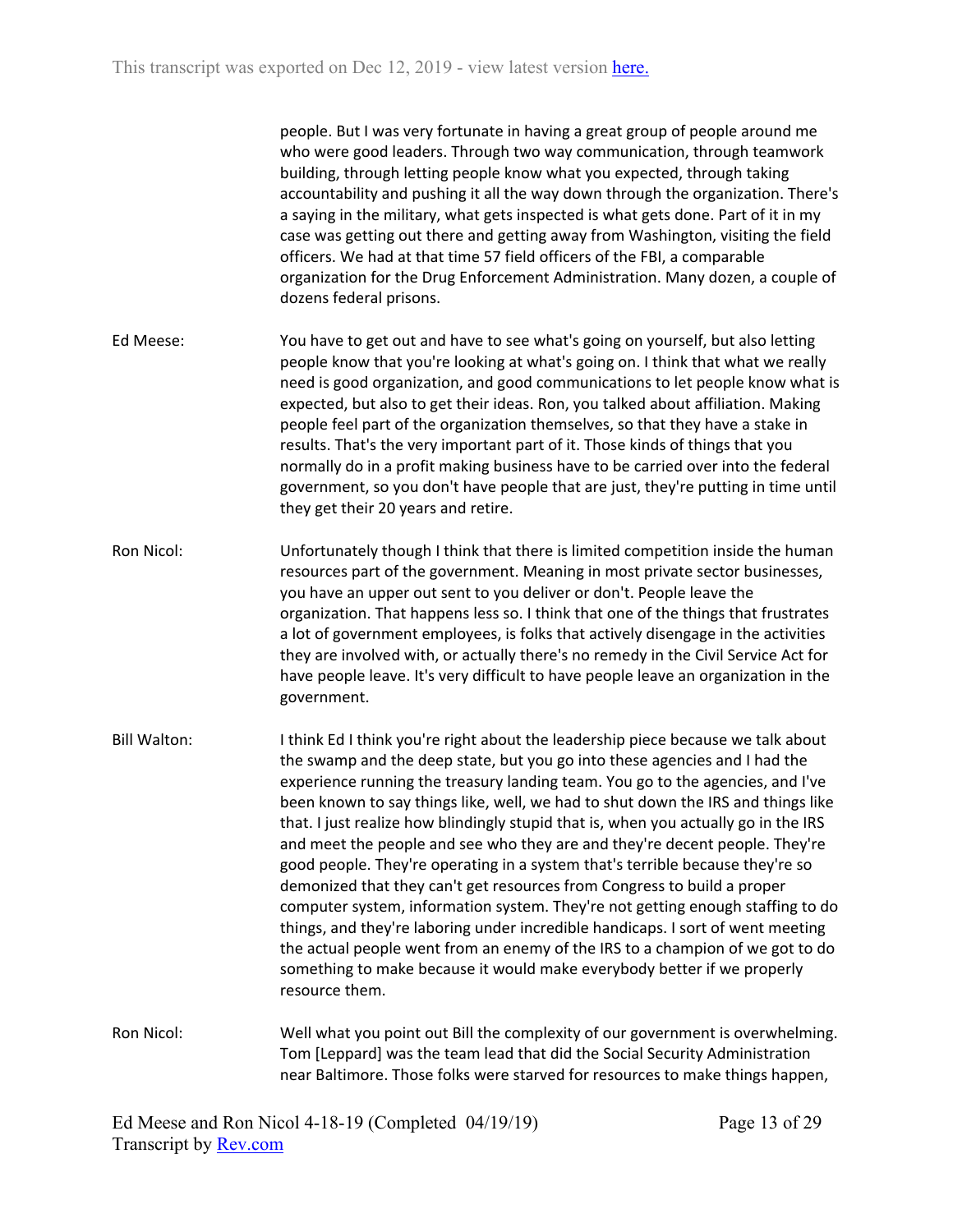people. But I was very fortunate in having a great group of people around me who were good leaders. Through two way communication, through teamwork building, through letting people know what you expected, through taking accountability and pushing it all the way down through the organization. There's a saying in the military, what gets inspected is what gets done. Part of it in my case was getting out there and getting away from Washington, visiting the field officers. We had at that time 57 field officers of the FBI, a comparable organization for the Drug Enforcement Administration. Many dozen, a couple of dozens federal prisons.

Ed Meese: You have to get out and have to see what's going on yourself, but also letting people know that you're looking at what's going on. I think that what we really need is good organization, and good communications to let people know what is expected, but also to get their ideas. Ron, you talked about affiliation. Making people feel part of the organization themselves, so that they have a stake in results. That's the very important part of it. Those kinds of things that you normally do in a profit making business have to be carried over into the federal government, so you don't have people that are just, they're putting in time until they get their 20 years and retire.

Ron Nicol: Unfortunately though I think that there is limited competition inside the human resources part of the government. Meaning in most private sector businesses, you have an upper out sent to you deliver or don't. People leave the organization. That happens less so. I think that one of the things that frustrates a lot of government employees, is folks that actively disengage in the activities they are involved with, or actually there's no remedy in the Civil Service Act for have people leave. It's very difficult to have people leave an organization in the government.

Bill Walton: I think Ed I think you're right about the leadership piece because we talk about the swamp and the deep state, but you go into these agencies and I had the experience running the treasury landing team. You go to the agencies, and I've been known to say things like, well, we had to shut down the IRS and things like that. I just realize how blindingly stupid that is, when you actually go in the IRS and meet the people and see who they are and they're decent people. They're good people. They're operating in a system that's terrible because they're so demonized that they can't get resources from Congress to build a proper computer system, information system. They're not getting enough staffing to do things, and they're laboring under incredible handicaps. I sort of went meeting the actual people went from an enemy of the IRS to a champion of we got to do something to make because it would make everybody better if we properly resource them.

Ron Nicol: Well what you point out Bill the complexity of our government is overwhelming. Tom [Leppard] was the team lead that did the Social Security Administration near Baltimore. Those folks were starved for resources to make things happen,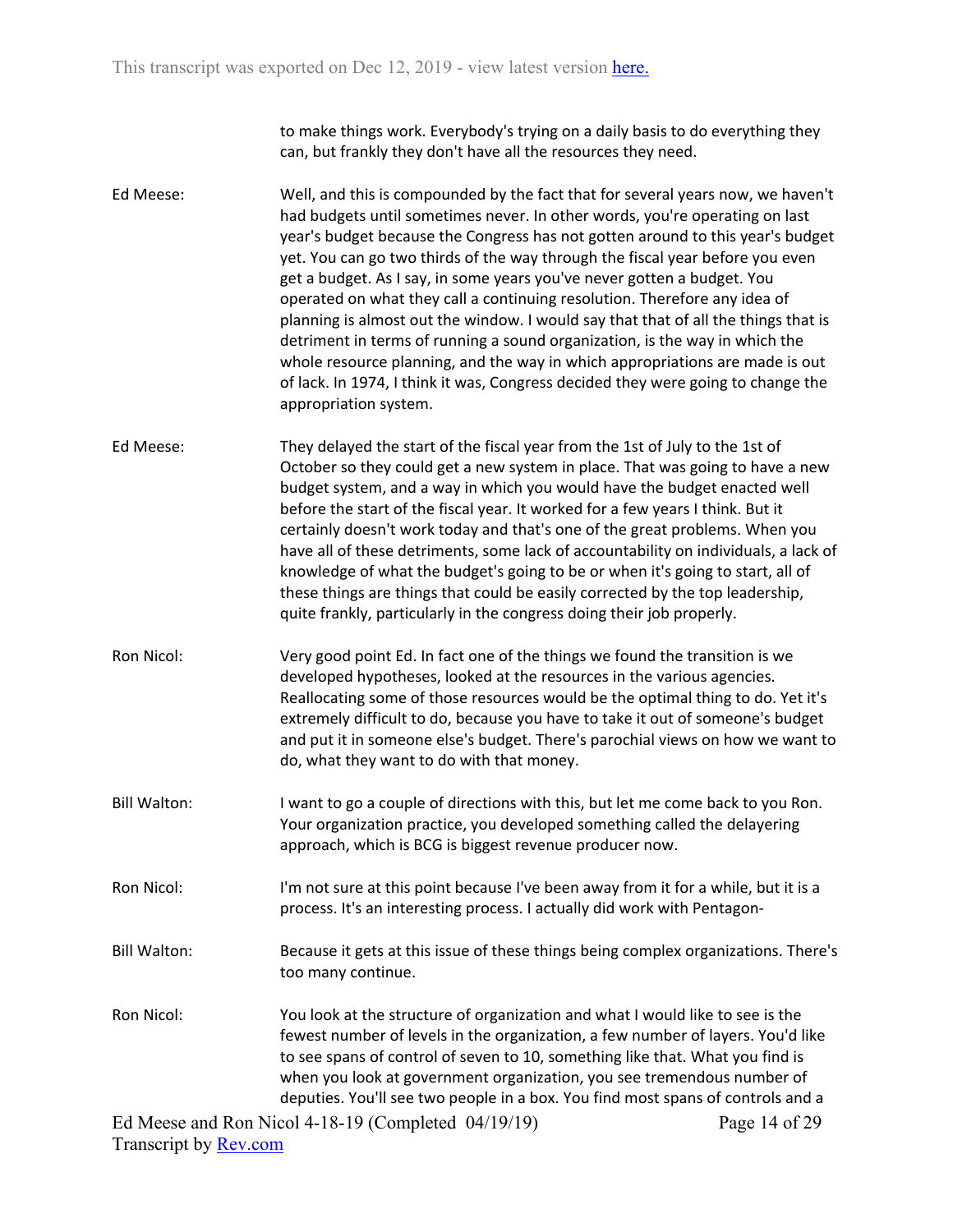to make things work. Everybody's trying on a daily basis to do everything they can, but frankly they don't have all the resources they need.

Ed Meese: Well, and this is compounded by the fact that for several years now, we haven't had budgets until sometimes never. In other words, you're operating on last year's budget because the Congress has not gotten around to this year's budget yet. You can go two thirds of the way through the fiscal year before you even get a budget. As I say, in some years you've never gotten a budget. You operated on what they call a continuing resolution. Therefore any idea of planning is almost out the window. I would say that that of all the things that is detriment in terms of running a sound organization, is the way in which the whole resource planning, and the way in which appropriations are made is out of lack. In 1974, I think it was, Congress decided they were going to change the appropriation system.

Ed Meese: They delayed the start of the fiscal year from the 1st of July to the 1st of October so they could get a new system in place. That was going to have a new budget system, and a way in which you would have the budget enacted well before the start of the fiscal year. It worked for a few years I think. But it certainly doesn't work today and that's one of the great problems. When you have all of these detriments, some lack of accountability on individuals, a lack of knowledge of what the budget's going to be or when it's going to start, all of these things are things that could be easily corrected by the top leadership, quite frankly, particularly in the congress doing their job properly.

Ron Nicol: Very good point Ed. In fact one of the things we found the transition is we developed hypotheses, looked at the resources in the various agencies. Reallocating some of those resources would be the optimal thing to do. Yet it's extremely difficult to do, because you have to take it out of someone's budget and put it in someone else's budget. There's parochial views on how we want to do, what they want to do with that money.

Bill Walton: I want to go a couple of directions with this, but let me come back to you Ron. Your organization practice, you developed something called the delayering approach, which is BCG is biggest revenue producer now.

Ron Nicol: I'm not sure at this point because I've been away from it for a while, but it is a process. It's an interesting process. I actually did work with Pentagon-

Bill Walton: Because it gets at this issue of these things being complex organizations. There's too many continue.

Ron Nicol: You look at the structure of organization and what I would like to see is the fewest number of levels in the organization, a few number of layers. You'd like to see spans of control of seven to 10, something like that. What you find is when you look at government organization, you see tremendous number of deputies. You'll see two people in a box. You find most spans of controls and a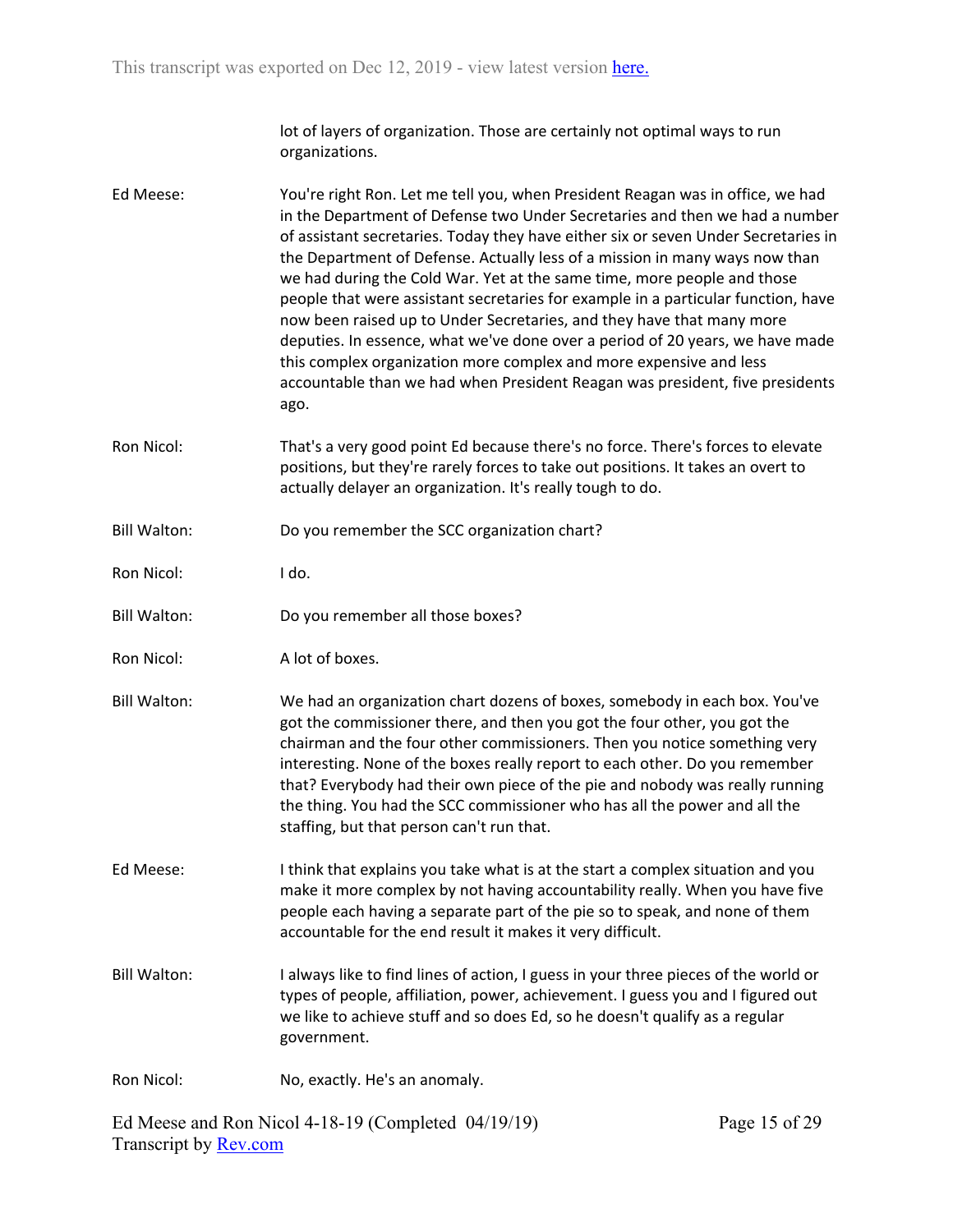lot of layers of organization. Those are certainly not optimal ways to run organizations.

**Ed Meese:** You're right Ron. Let me tell you, when President Reagan was in office, we had in the Department of Defense two Under Secretaries and then we had a number of assistant secretaries. Today they have either six or seven Under Secretaries in the Department of Defense. Actually less of a mission in many ways now than we had during the Cold War. Yet at the same time, more people and those people that were assistant secretaries for example in a particular function, have now been raised up to Under Secretaries, and they have that many more deputies. In essence, what we've done over a period of 20 years, we have made this complex organization more complex and more expensive and less accountable than we had when President Reagan was president, five presidents ago.

**Ron Nicol:** That's a very good point Ed because there's no force. There's forces to elevate positions, but they're rarely forces to take out positions. It takes an overt to actually delayer an organization. It's really tough to do.

**Bill Walton:** Do you remember the SCC organization chart?

**Ron Nicol:** I do.

**Bill Walton:** Do you remember all those boxes?

**Ron Nicol:** A lot of boxes.

**Bill Walton:** We had an organization chart dozens of boxes, somebody in each box. You've got the commissioner there, and then you got the four other, you got the chairman and the four other commissioners. Then you notice something very interesting. None of the boxes really report to each other. Do you remember that? Everybody had their own piece of the pie and nobody was really running the thing. You had the SCC commissioner who has all the power and all the staffing, but that person can't run that.

**Ed Meese:** I think that explains you take what is at the start a complex situation and you make it more complex by not having accountability really. When you have five people each having a separate part of the pie so to speak, and none of them accountable for the end result it makes it very difficult.

**Bill Walton:** I always like to find lines of action, I guess in your three pieces of the world or types of people, affiliation, power, achievement. I guess you and I figured out we like to achieve stuff and so does Ed, so he doesn't qualify as a regular government.

**Ron Nicol:** No, exactly. He's an anomaly.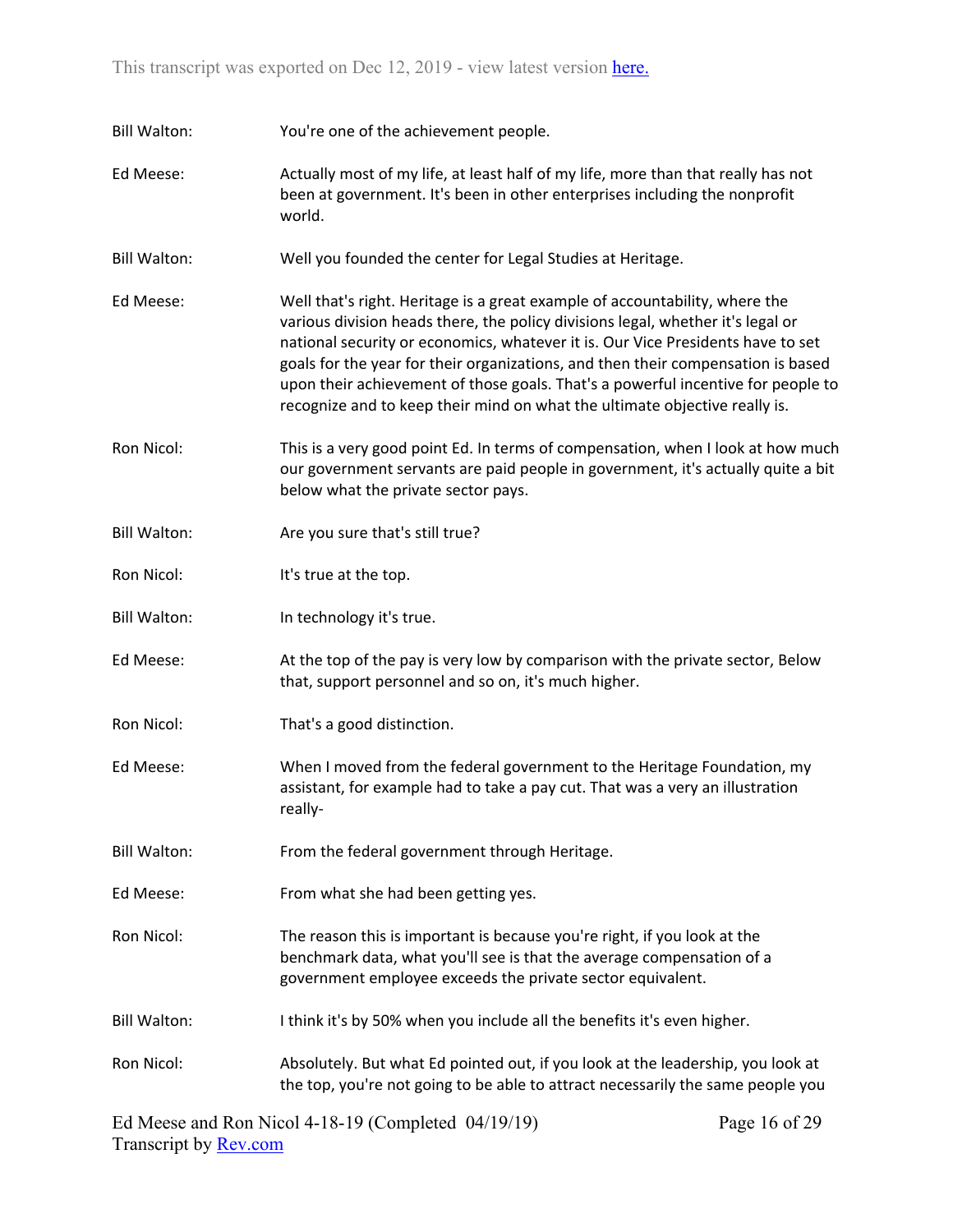Bill Walton: You're one of the achievement people.

Ed Meese: Actually most of my life, at least half of my life, more than that really has not been at government. It's been in other enterprises including the nonprofit world.

Bill Walton: Well you founded the center for Legal Studies at Heritage.

Ed Meese: Well that's right. Heritage is a great example of accountability, where the various division heads there, the policy divisions legal, whether it's legal or national security or economics, whatever it is. Our Vice Presidents have to set goals for the year for their organizations, and then their compensation is based upon their achievement of those goals. That's a powerful incentive for people to recognize and to keep their mind on what the ultimate objective really is.

Ron Nicol: This is a very good point Ed. In terms of compensation, when I look at how much our government servants are paid people in government, it's actually quite a bit below what the private sector pays.

Bill Walton: Are you sure that's still true?

Ron Nicol: It's true at the top.

Bill Walton: In technology it's true.

Ed Meese: At the top of the pay is very low by comparison with the private sector, Below that, support personnel and so on, it's much higher.

Ron Nicol: That's a good distinction.

Ed Meese: When I moved from the federal government to the Heritage Foundation, my assistant, for example had to take a pay cut. That was a very an illustration really-

Bill Walton: From the federal government through Heritage.

Ed Meese: From what she had been getting yes.

Ron Nicol: The reason this is important is because you're right, if you look at the benchmark data, what you'll see is that the average compensation of a government employee exceeds the private sector equivalent.

Bill Walton: I think it's by 50% when you include all the benefits it's even higher.

Ron Nicol: Absolutely. But what Ed pointed out, if you look at the leadership, you look at the top, you're not going to be able to attract necessarily the same people you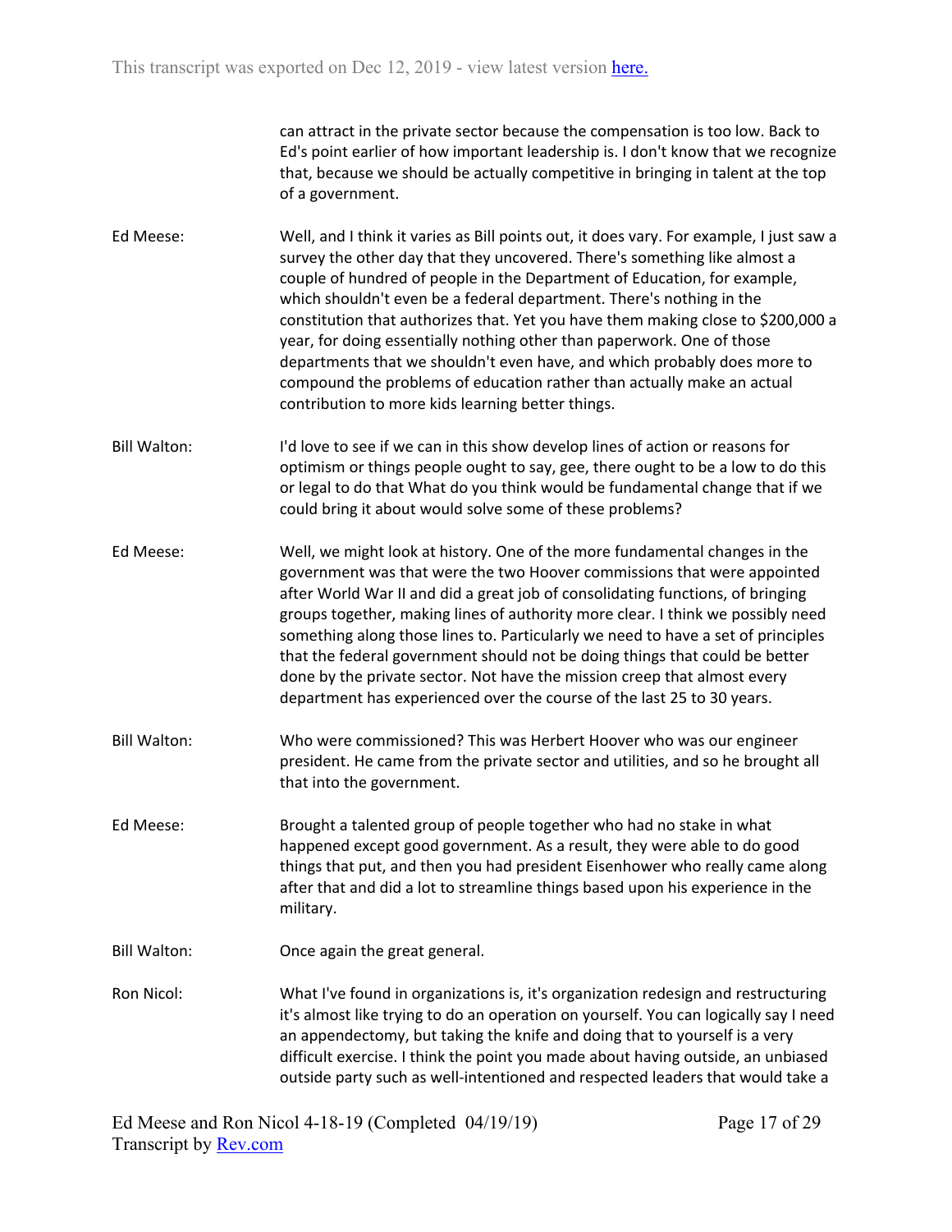can attract in the private sector because the compensation is too low. Back to Ed's point earlier of how important leadership is. I don't know that we recognize that, because we should be actually competitive in bringing in talent at the top of a government.

Ed Meese: Well, and I think it varies as Bill points out, it does vary. For example, I just saw a survey the other day that they uncovered. There's something like almost a couple of hundred of people in the Department of Education, for example, which shouldn't even be a federal department. There's nothing in the constitution that authorizes that. Yet you have them making close to $200,000 a year, for doing essentially nothing other than paperwork. One of those departments that we shouldn't even have, and which probably does more to compound the problems of education rather than actually make an actual contribution to more kids learning better things.

Bill Walton: I'd love to see if we can in this show develop lines of action or reasons for optimism or things people ought to say, gee, there ought to be a low to do this or legal to do that What do you think would be fundamental change that if we could bring it about would solve some of these problems?

Ed Meese: Well, we might look at history. One of the more fundamental changes in the government was that were the two Hoover commissions that were appointed after World War II and did a great job of consolidating functions, of bringing groups together, making lines of authority more clear. I think we possibly need something along those lines to. Particularly we need to have a set of principles that the federal government should not be doing things that could be better done by the private sector. Not have the mission creep that almost every department has experienced over the course of the last 25 to 30 years.

Bill Walton: Who were commissioned? This was Herbert Hoover who was our engineer president. He came from the private sector and utilities, and so he brought all that into the government.

Ed Meese: Brought a talented group of people together who had no stake in what happened except good government. As a result, they were able to do good things that put, and then you had president Eisenhower who really came along after that and did a lot to streamline things based upon his experience in the military.

Bill Walton: Once again the great general.

Ron Nicol: What I've found in organizations is, it's organization redesign and restructuring it's almost like trying to do an operation on yourself. You can logically say I need an appendectomy, but taking the knife and doing that to yourself is a very difficult exercise. I think the point you made about having outside, an unbiased outside party such as well-intentioned and respected leaders that would take a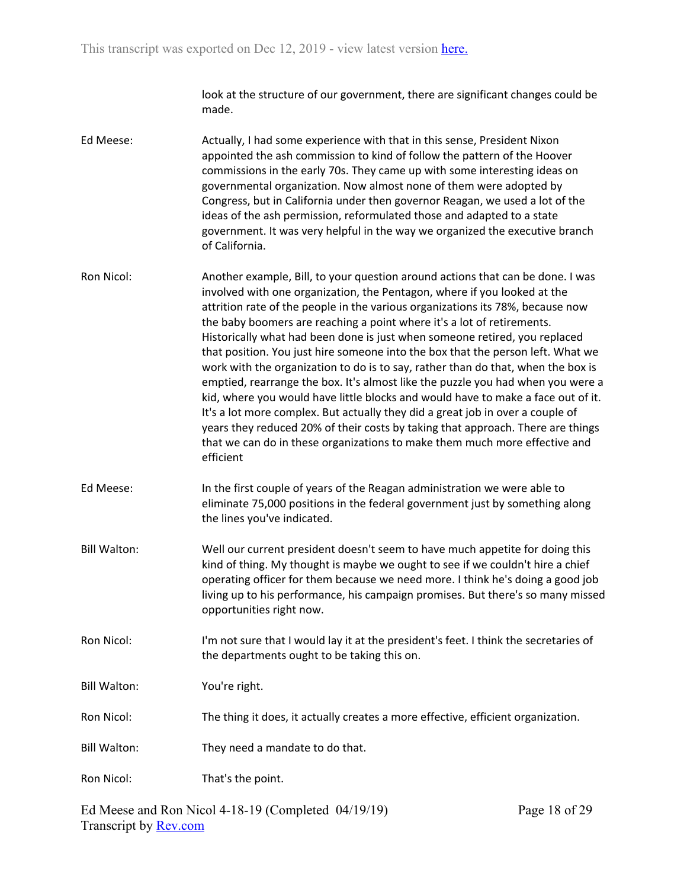look at the structure of our government, there are significant changes could be made.

**Ed Meese:** Actually, I had some experience with that in this sense, President Nixon appointed the ash commission to kind of follow the pattern of the Hoover commissions in the early 70s. They came up with some interesting ideas on governmental organization. Now almost none of them were adopted by Congress, but in California under then governor Reagan, we used a lot of the ideas of the ash permission, reformulated those and adapted to a state government. It was very helpful in the way we organized the executive branch of California.

**Ron Nicol:** Another example, Bill, to your question around actions that can be done. I was involved with one organization, the Pentagon, where if you looked at the attrition rate of the people in the various organizations its 78%, because now the baby boomers are reaching a point where it's a lot of retirements. Historically what had been done is just when someone retired, you replaced that position. You just hire someone into the box that the person left. What we work with the organization to do is to say, rather than do that, when the box is emptied, rearrange the box. It's almost like the puzzle you had when you were a kid, where you would have little blocks and would have to make a face out of it. It's a lot more complex. But actually they did a great job in over a couple of years they reduced 20% of their costs by taking that approach. There are things that we can do in these organizations to make them much more effective and efficient

**Ed Meese:** In the first couple of years of the Reagan administration we were able to eliminate 75,000 positions in the federal government just by something along the lines you've indicated.

**Bill Walton:** Well our current president doesn't seem to have much appetite for doing this kind of thing. My thought is maybe we ought to see if we couldn't hire a chief operating officer for them because we need more. I think he's doing a good job living up to his performance, his campaign promises. But there's so many missed opportunities right now.

**Ron Nicol:** I'm not sure that I would lay it at the president's feet. I think the secretaries of the departments ought to be taking this on.

**Bill Walton:** You're right.

**Ron Nicol:** The thing it does, it actually creates a more effective, efficient organization.

**Bill Walton:** They need a mandate to do that.

**Ron Nicol:** That's the point.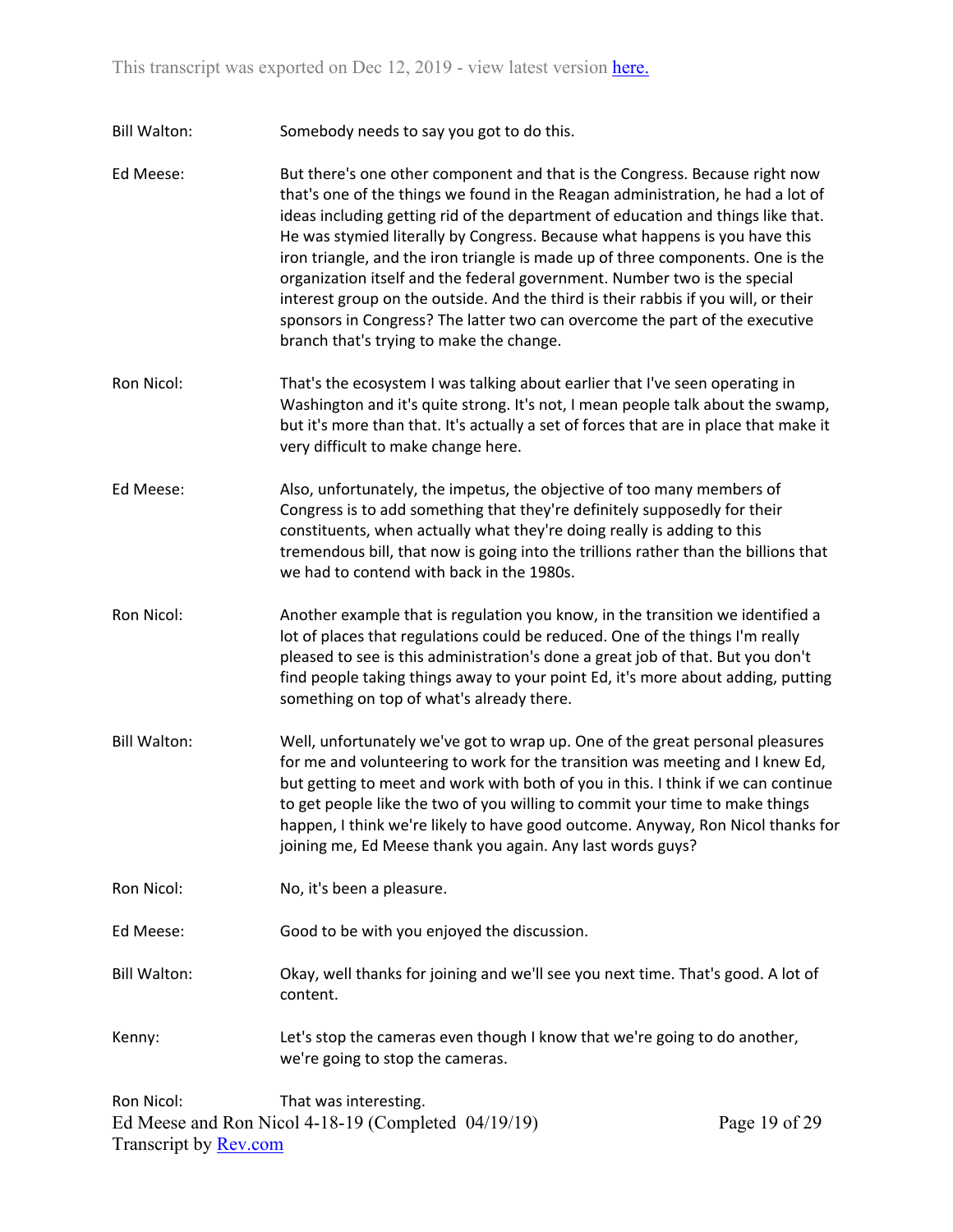Bill Walton: Somebody needs to say you got to do this.

Ed Meese: But there's one other component and that is the Congress. Because right now that's one of the things we found in the Reagan administration, he had a lot of ideas including getting rid of the department of education and things like that. He was stymied literally by Congress. Because what happens is you have this iron triangle, and the iron triangle is made up of three components. One is the organization itself and the federal government. Number two is the special interest group on the outside. And the third is their rabbis if you will, or their sponsors in Congress? The latter two can overcome the part of the executive branch that's trying to make the change.

Ron Nicol: That's the ecosystem I was talking about earlier that I've seen operating in Washington and it's quite strong. It's not, I mean people talk about the swamp, but it's more than that. It's actually a set of forces that are in place that make it very difficult to make change here.

Ed Meese: Also, unfortunately, the impetus, the objective of too many members of Congress is to add something that they're definitely supposedly for their constituents, when actually what they're doing really is adding to this tremendous bill, that now is going into the trillions rather than the billions that we had to contend with back in the 1980s.

Ron Nicol: Another example that is regulation you know, in the transition we identified a lot of places that regulations could be reduced. One of the things I'm really pleased to see is this administration's done a great job of that. But you don't find people taking things away to your point Ed, it's more about adding, putting something on top of what's already there.

Bill Walton: Well, unfortunately we've got to wrap up. One of the great personal pleasures for me and volunteering to work for the transition was meeting and I knew Ed, but getting to meet and work with both of you in this. I think if we can continue to get people like the two of you willing to commit your time to make things happen, I think we're likely to have good outcome. Anyway, Ron Nicol thanks for joining me, Ed Meese thank you again. Any last words guys?

Ron Nicol: No, it's been a pleasure.

Ed Meese: Good to be with you enjoyed the discussion.

Bill Walton: Okay, well thanks for joining and we'll see you next time. That's good. A lot of content.

Kenny: Let's stop the cameras even though I know that we're going to do another, we're going to stop the cameras.

Ron Nicol: That was interesting.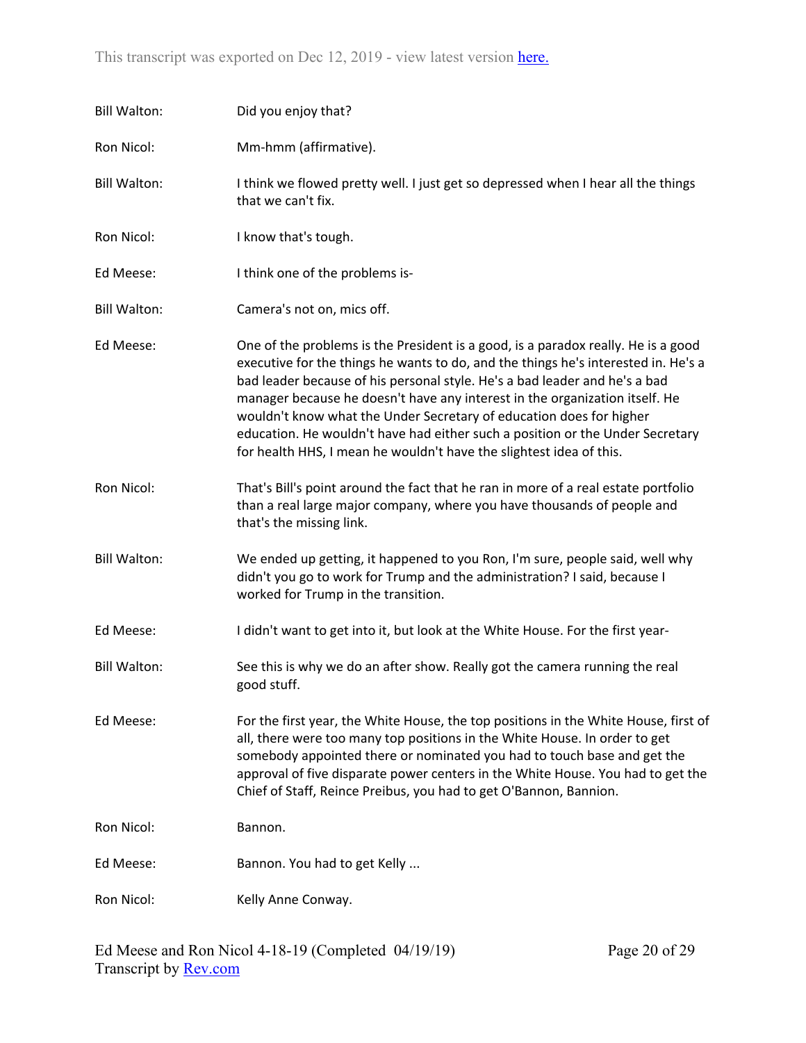Bill Walton: Did you enjoy that?

Ron Nicol: Mm-hmm (affirmative).

Bill Walton: I think we flowed pretty well. I just get so depressed when I hear all the things that we can't fix.

Ron Nicol: I know that's tough.

Ed Meese: I think one of the problems is-

Bill Walton: Camera's not on, mics off.

Ed Meese: One of the problems is the President is a good, is a paradox really. He is a good executive for the things he wants to do, and the things he's interested in. He's a bad leader because of his personal style. He's a bad leader and he's a bad manager because he doesn't have any interest in the organization itself. He wouldn't know what the Under Secretary of education does for higher education. He wouldn't have had either such a position or the Under Secretary for health HHS, I mean he wouldn't have the slightest idea of this.

Ron Nicol: That's Bill's point around the fact that he ran in more of a real estate portfolio than a real large major company, where you have thousands of people and that's the missing link.

Bill Walton: We ended up getting, it happened to you Ron, I'm sure, people said, well why didn't you go to work for Trump and the administration? I said, because I worked for Trump in the transition.

Ed Meese: I didn't want to get into it, but look at the White House. For the first year-

Bill Walton: See this is why we do an after show. Really got the camera running the real good stuff.

Ed Meese: For the first year, the White House, the top positions in the White House, first of all, there were too many top positions in the White House. In order to get somebody appointed there or nominated you had to touch base and get the approval of five disparate power centers in the White House. You had to get the Chief of Staff, Reince Preibus, you had to get O'Bannon, Bannion.

Ron Nicol: Bannon.

Ed Meese: Bannon. You had to get Kelly ...

Ron Nicol: Kelly Anne Conway.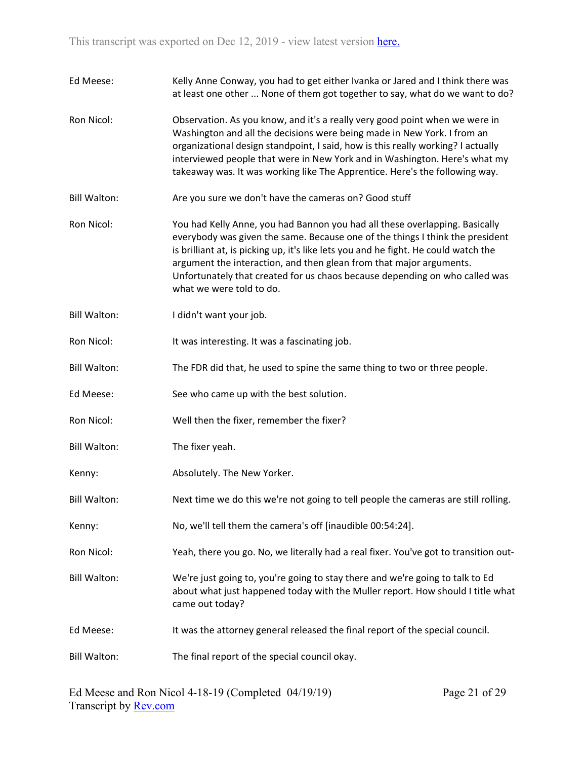Ed Meese: Kelly Anne Conway, you had to get either Ivanka or Jared and I think there was at least one other ... None of them got together to say, what do we want to do?

Ron Nicol: Observation. As you know, and it's a really very good point when we were in Washington and all the decisions were being made in New York. I from an organizational design standpoint, I said, how is this really working? I actually interviewed people that were in New York and in Washington. Here's what my takeaway was. It was working like The Apprentice. Here's the following way.

Bill Walton: Are you sure we don't have the cameras on? Good stuff

Ron Nicol: You had Kelly Anne, you had Bannon you had all these overlapping. Basically everybody was given the same. Because one of the things I think the president is brilliant at, is picking up, it's like lets you and he fight. He could watch the argument the interaction, and then glean from that major arguments. Unfortunately that created for us chaos because depending on who called was what we were told to do.

Bill Walton: I didn't want your job.

Ron Nicol: It was interesting. It was a fascinating job.

Bill Walton: The FDR did that, he used to spine the same thing to two or three people.

Ed Meese: See who came up with the best solution.

Ron Nicol: Well then the fixer, remember the fixer?

Bill Walton: The fixer yeah.

Kenny: Absolutely. The New Yorker.

Bill Walton: Next time we do this we're not going to tell people the cameras are still rolling.

Kenny: No, we'll tell them the camera's off [inaudible 00:54:24].

Ron Nicol: Yeah, there you go. No, we literally had a real fixer. You've got to transition out-

Bill Walton: We're just going to, you're going to stay there and we're going to talk to Ed about what just happened today with the Muller report. How should I title what came out today?

Ed Meese: It was the attorney general released the final report of the special council.

Bill Walton: The final report of the special council okay.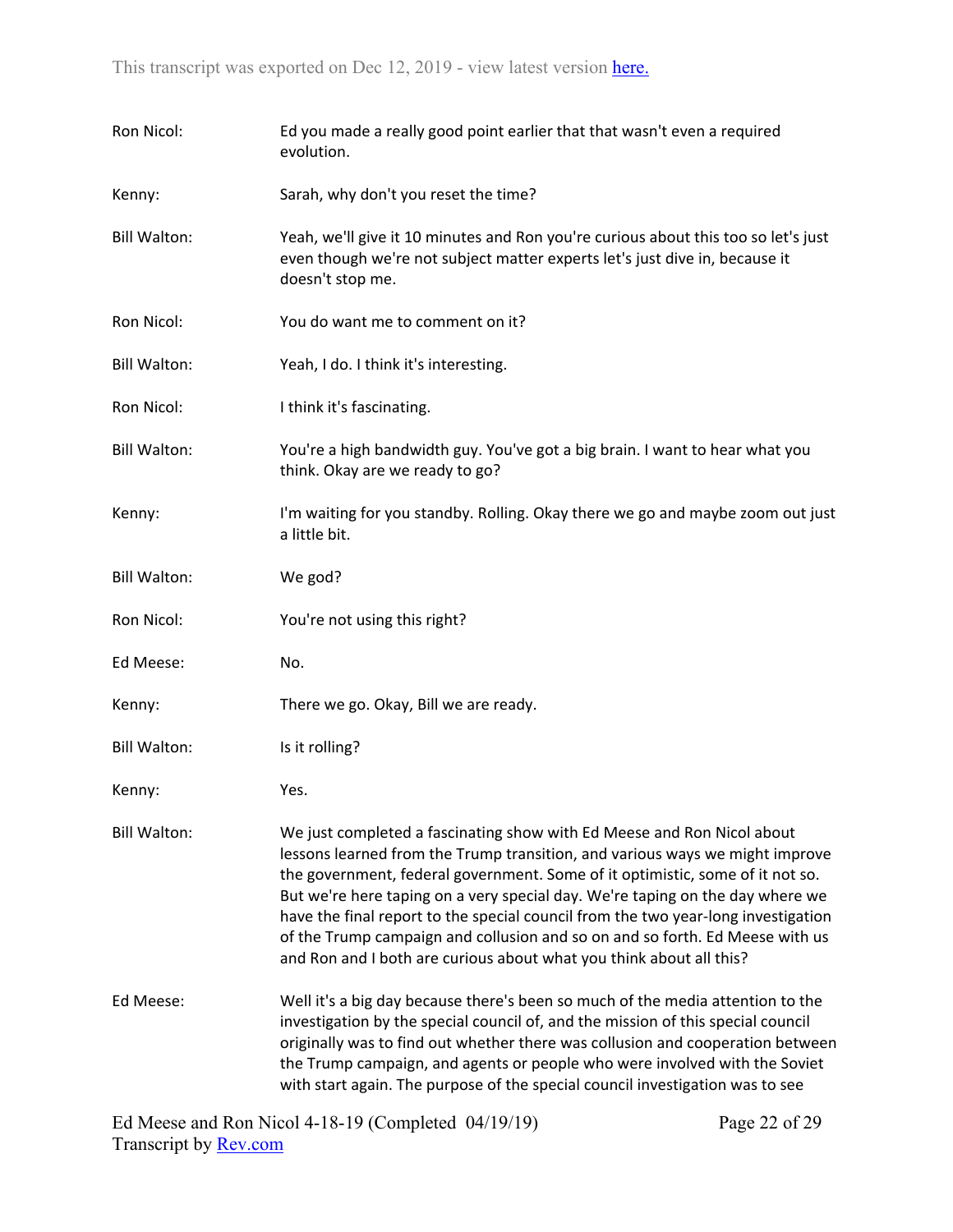**Ron Nicol:** Ed you made a really good point earlier that that wasn't even a required evolution.

**Kenny:** Sarah, why don't you reset the time?

**Bill Walton:** Yeah, we'll give it 10 minutes and Ron you're curious about this too so let's just even though we're not subject matter experts let's just dive in, because it doesn't stop me.

**Ron Nicol:** You do want me to comment on it?

**Bill Walton:** Yeah, I do. I think it's interesting.

**Ron Nicol:** I think it's fascinating.

**Bill Walton:** You're a high bandwidth guy. You've got a big brain. I want to hear what you think. Okay are we ready to go?

**Kenny:** I'm waiting for you standby. Rolling. Okay there we go and maybe zoom out just a little bit.

**Bill Walton:** We god?

**Ron Nicol:** You're not using this right?

**Ed Meese:** No.

**Kenny:** There we go. Okay, Bill we are ready.

**Bill Walton:** Is it rolling?

**Kenny:** Yes.

**Bill Walton:** We just completed a fascinating show with Ed Meese and Ron Nicol about lessons learned from the Trump transition, and various ways we might improve the government, federal government. Some of it optimistic, some of it not so. But we're here taping on a very special day. We're taping on the day where we have the final report to the special council from the two year-long investigation of the Trump campaign and collusion and so on and so forth. Ed Meese with us and Ron and I both are curious about what you think about all this?

**Ed Meese:** Well it's a big day because there's been so much of the media attention to the investigation by the special council of, and the mission of this special council originally was to find out whether there was collusion and cooperation between the Trump campaign, and agents or people who were involved with the Soviet with start again. The purpose of the special council investigation was to see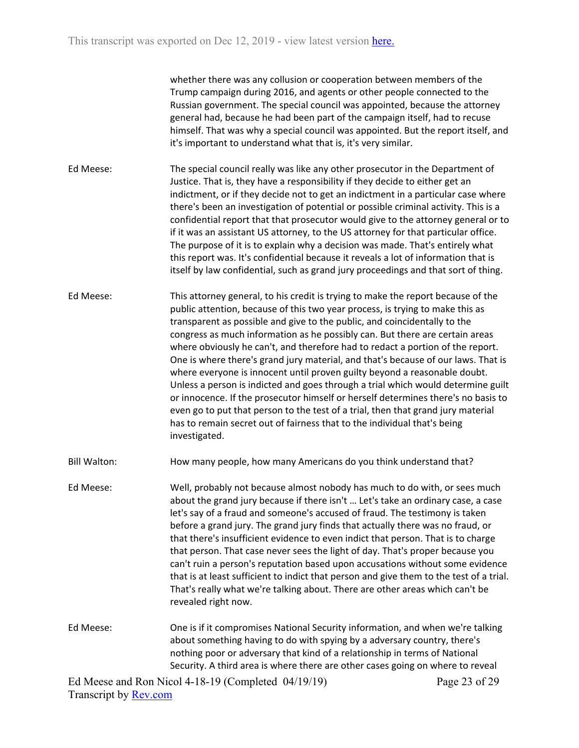whether there was any collusion or cooperation between members of the Trump campaign during 2016, and agents or other people connected to the Russian government. The special council was appointed, because the attorney general had, because he had been part of the campaign itself, had to recuse himself. That was why a special council was appointed. But the report itself, and it's important to understand what that is, it's very similar.

Ed Meese: The special council really was like any other prosecutor in the Department of Justice. That is, they have a responsibility if they decide to either get an indictment, or if they decide not to get an indictment in a particular case where there's been an investigation of potential or possible criminal activity. This is a confidential report that that prosecutor would give to the attorney general or to if it was an assistant US attorney, to the US attorney for that particular office. The purpose of it is to explain why a decision was made. That's entirely what this report was. It's confidential because it reveals a lot of information that is itself by law confidential, such as grand jury proceedings and that sort of thing.

Ed Meese: This attorney general, to his credit is trying to make the report because of the public attention, because of this two year process, is trying to make this as transparent as possible and give to the public, and coincidentally to the congress as much information as he possibly can. But there are certain areas where obviously he can't, and therefore had to redact a portion of the report. One is where there's grand jury material, and that's because of our laws. That is where everyone is innocent until proven guilty beyond a reasonable doubt. Unless a person is indicted and goes through a trial which would determine guilt or innocence. If the prosecutor himself or herself determines there's no basis to even go to put that person to the test of a trial, then that grand jury material has to remain secret out of fairness that to the individual that's being investigated.

Bill Walton: How many people, how many Americans do you think understand that?

Ed Meese: Well, probably not because almost nobody has much to do with, or sees much about the grand jury because if there isn't … Let's take an ordinary case, a case let's say of a fraud and someone's accused of fraud. The testimony is taken before a grand jury. The grand jury finds that actually there was no fraud, or that there's insufficient evidence to even indict that person. That is to charge that person. That case never sees the light of day. That's proper because you can't ruin a person's reputation based upon accusations without some evidence that is at least sufficient to indict that person and give them to the test of a trial. That's really what we're talking about. There are other areas which can't be revealed right now.

Ed Meese: One is if it compromises National Security information, and when we're talking about something having to do with spying by a adversary country, there's nothing poor or adversary that kind of a relationship in terms of National Security. A third area is where there are other cases going on where to reveal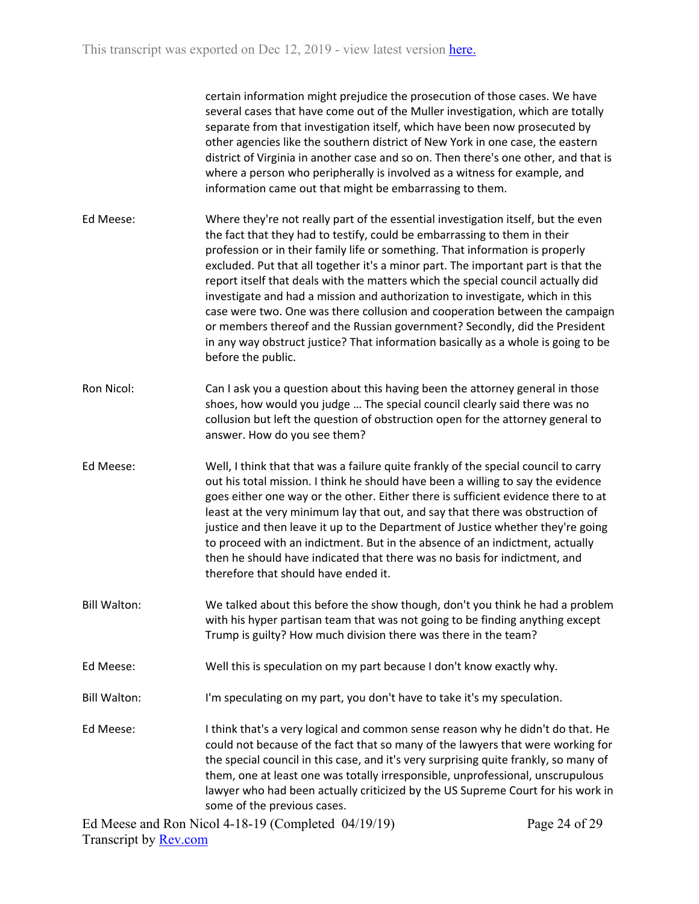certain information might prejudice the prosecution of those cases. We have several cases that have come out of the Muller investigation, which are totally separate from that investigation itself, which have been now prosecuted by other agencies like the southern district of New York in one case, the eastern district of Virginia in another case and so on. Then there's one other, and that is where a person who peripherally is involved as a witness for example, and information came out that might be embarrassing to them.

Ed Meese: Where they're not really part of the essential investigation itself, but the even the fact that they had to testify, could be embarrassing to them in their profession or in their family life or something. That information is properly excluded. Put that all together it's a minor part. The important part is that the report itself that deals with the matters which the special council actually did investigate and had a mission and authorization to investigate, which in this case were two. One was there collusion and cooperation between the campaign or members thereof and the Russian government? Secondly, did the President in any way obstruct justice? That information basically as a whole is going to be before the public.

Ron Nicol: Can I ask you a question about this having been the attorney general in those shoes, how would you judge … The special council clearly said there was no collusion but left the question of obstruction open for the attorney general to answer. How do you see them?

Ed Meese: Well, I think that that was a failure quite frankly of the special council to carry out his total mission. I think he should have been a willing to say the evidence goes either one way or the other. Either there is sufficient evidence there to at least at the very minimum lay that out, and say that there was obstruction of justice and then leave it up to the Department of Justice whether they're going to proceed with an indictment. But in the absence of an indictment, actually then he should have indicated that there was no basis for indictment, and therefore that should have ended it.

Bill Walton: We talked about this before the show though, don't you think he had a problem with his hyper partisan team that was not going to be finding anything except Trump is guilty? How much division there was there in the team?

Ed Meese: Well this is speculation on my part because I don't know exactly why.

Bill Walton: I'm speculating on my part, you don't have to take it's my speculation.

Ed Meese: I think that's a very logical and common sense reason why he didn't do that. He could not because of the fact that so many of the lawyers that were working for the special council in this case, and it's very surprising quite frankly, so many of them, one at least one was totally irresponsible, unprofessional, unscrupulous lawyer who had been actually criticized by the US Supreme Court for his work in some of the previous cases.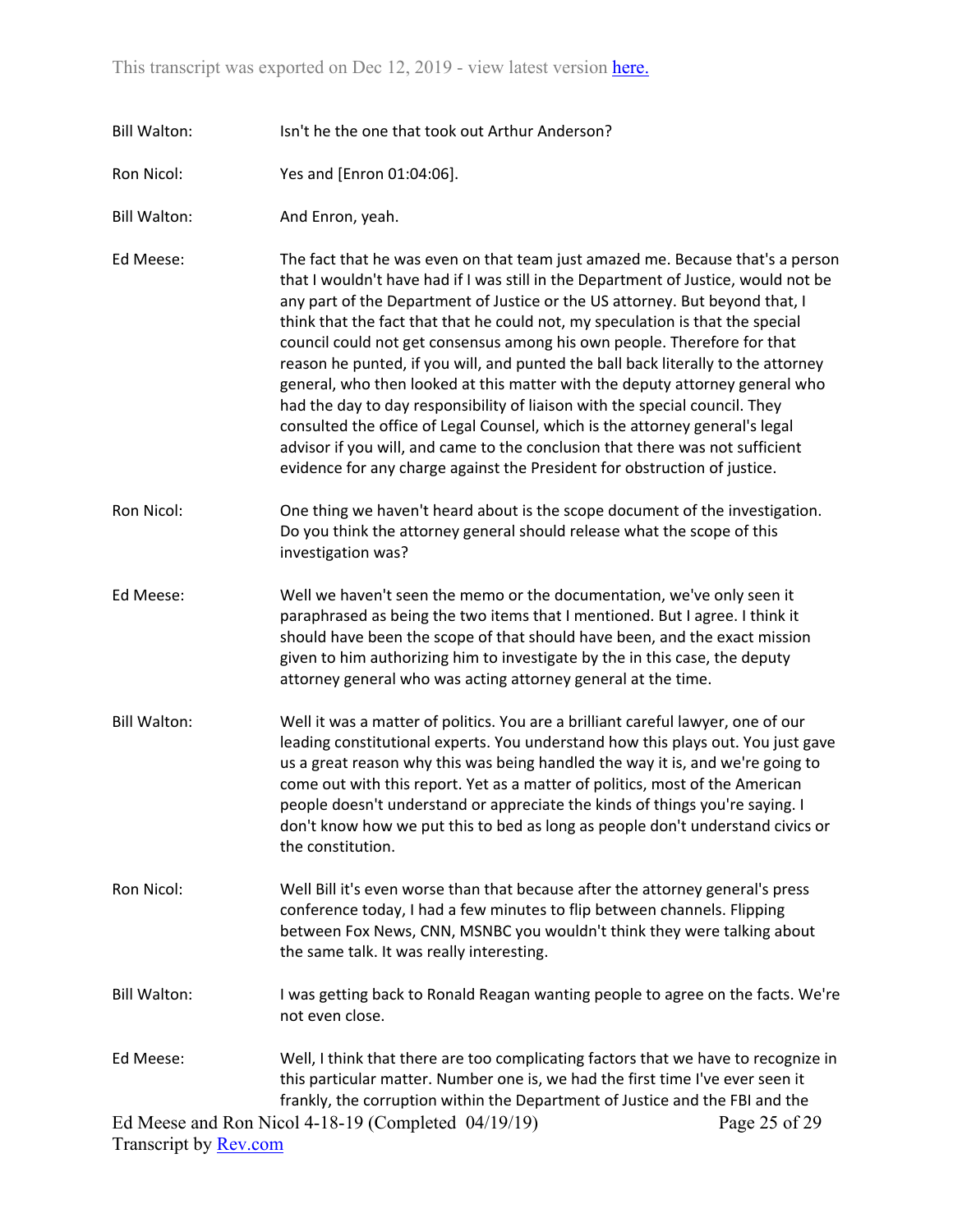Bill Walton: Isn't he the one that took out Arthur Anderson?

Ron Nicol: Yes and [Enron 01:04:06].

Bill Walton: And Enron, yeah.

Ed Meese: The fact that he was even on that team just amazed me. Because that's a person that I wouldn't have had if I was still in the Department of Justice, would not be any part of the Department of Justice or the US attorney. But beyond that, I think that the fact that that he could not, my speculation is that the special council could not get consensus among his own people. Therefore for that reason he punted, if you will, and punted the ball back literally to the attorney general, who then looked at this matter with the deputy attorney general who had the day to day responsibility of liaison with the special council. They consulted the office of Legal Counsel, which is the attorney general's legal advisor if you will, and came to the conclusion that there was not sufficient evidence for any charge against the President for obstruction of justice.

Ron Nicol: One thing we haven't heard about is the scope document of the investigation. Do you think the attorney general should release what the scope of this investigation was?

Ed Meese: Well we haven't seen the memo or the documentation, we've only seen it paraphrased as being the two items that I mentioned. But I agree. I think it should have been the scope of that should have been, and the exact mission given to him authorizing him to investigate by the in this case, the deputy attorney general who was acting attorney general at the time.

Bill Walton: Well it was a matter of politics. You are a brilliant careful lawyer, one of our leading constitutional experts. You understand how this plays out. You just gave us a great reason why this was being handled the way it is, and we're going to come out with this report. Yet as a matter of politics, most of the American people doesn't understand or appreciate the kinds of things you're saying. I don't know how we put this to bed as long as people don't understand civics or the constitution.

Ron Nicol: Well Bill it's even worse than that because after the attorney general's press conference today, I had a few minutes to flip between channels. Flipping between Fox News, CNN, MSNBC you wouldn't think they were talking about the same talk. It was really interesting.

Bill Walton: I was getting back to Ronald Reagan wanting people to agree on the facts. We're not even close.

Ed Meese: Well, I think that there are too complicating factors that we have to recognize in this particular matter. Number one is, we had the first time I've ever seen it frankly, the corruption within the Department of Justice and the FBI and the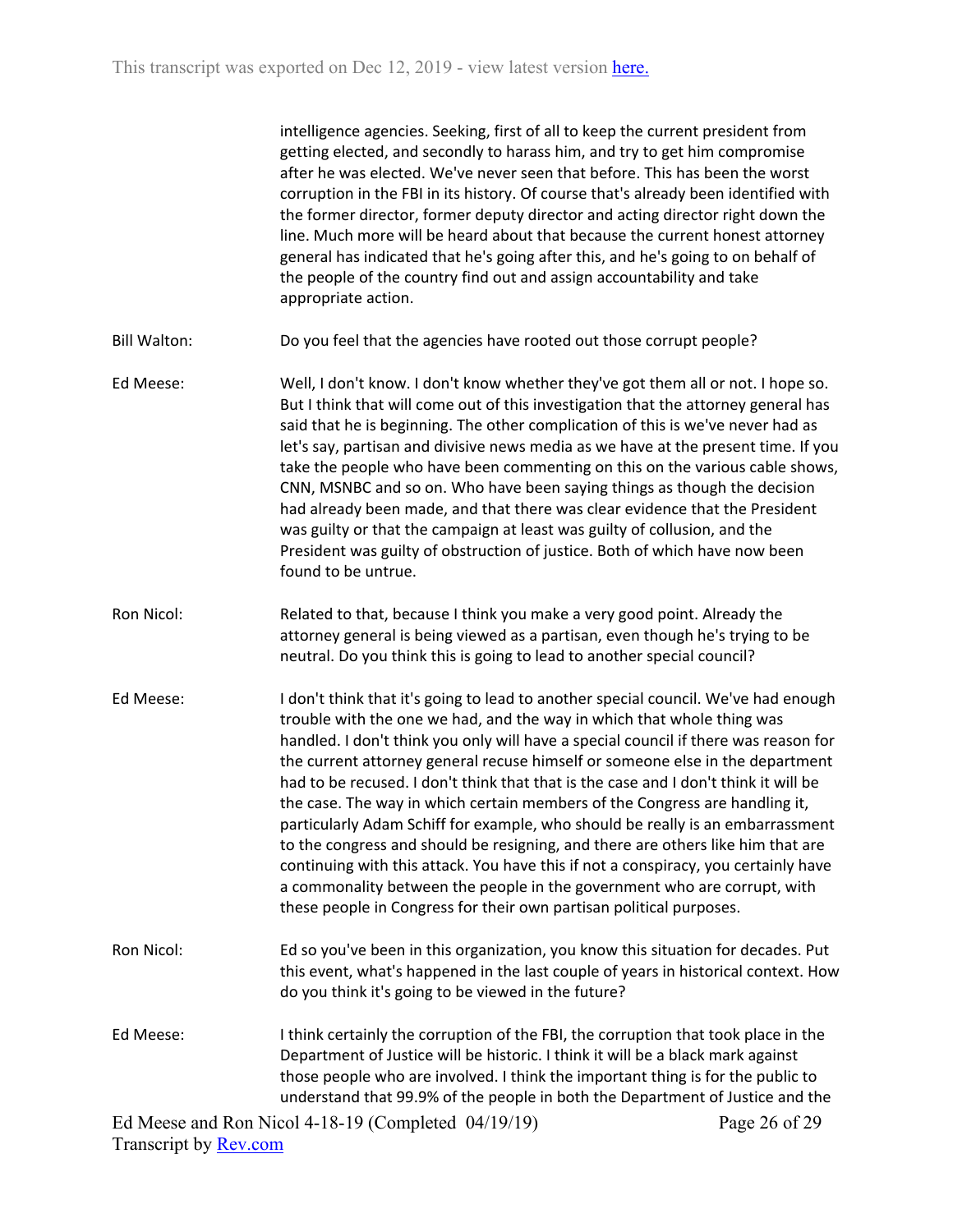intelligence agencies. Seeking, first of all to keep the current president from getting elected, and secondly to harass him, and try to get him compromise after he was elected. We've never seen that before. This has been the worst corruption in the FBI in its history. Of course that's already been identified with the former director, former deputy director and acting director right down the line. Much more will be heard about that because the current honest attorney general has indicated that he's going after this, and he's going to on behalf of the people of the country find out and assign accountability and take appropriate action.

**Bill Walton:** Do you feel that the agencies have rooted out those corrupt people?

**Ed Meese:** Well, I don't know. I don't know whether they've got them all or not. I hope so. But I think that will come out of this investigation that the attorney general has said that he is beginning. The other complication of this is we've never had as let's say, partisan and divisive news media as we have at the present time. If you take the people who have been commenting on this on the various cable shows, CNN, MSNBC and so on. Who have been saying things as though the decision had already been made, and that there was clear evidence that the President was guilty or that the campaign at least was guilty of collusion, and the President was guilty of obstruction of justice. Both of which have now been found to be untrue.

**Ron Nicol:** Related to that, because I think you make a very good point. Already the attorney general is being viewed as a partisan, even though he's trying to be neutral. Do you think this is going to lead to another special council?

**Ed Meese:** I don't think that it's going to lead to another special council. We've had enough trouble with the one we had, and the way in which that whole thing was handled. I don't think you only will have a special council if there was reason for the current attorney general recuse himself or someone else in the department had to be recused. I don't think that that is the case and I don't think it will be the case. The way in which certain members of the Congress are handling it, particularly Adam Schiff for example, who should be really is an embarrassment to the congress and should be resigning, and there are others like him that are continuing with this attack. You have this if not a conspiracy, you certainly have a commonality between the people in the government who are corrupt, with these people in Congress for their own partisan political purposes.

**Ron Nicol:** Ed so you've been in this organization, you know this situation for decades. Put this event, what's happened in the last couple of years in historical context. How do you think it's going to be viewed in the future?

**Ed Meese:** I think certainly the corruption of the FBI, the corruption that took place in the Department of Justice will be historic. I think it will be a black mark against those people who are involved. I think the important thing is for the public to understand that 99.9% of the people in both the Department of Justice and the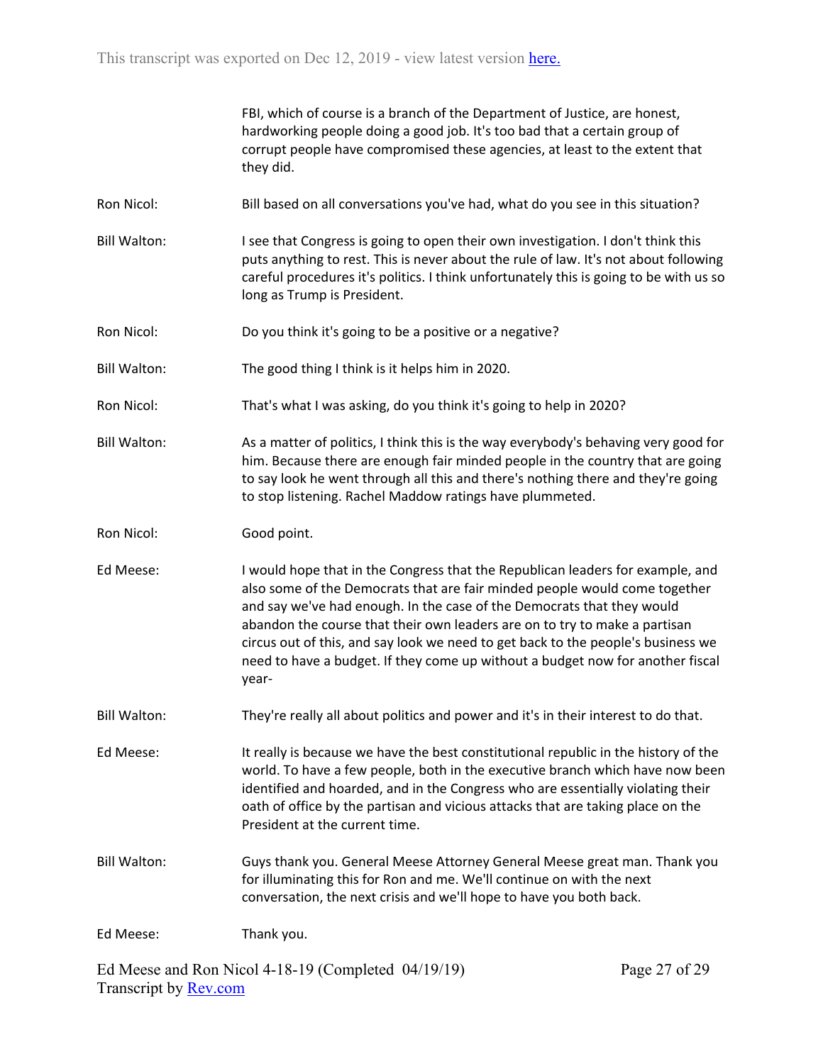FBI, which of course is a branch of the Department of Justice, are honest, hardworking people doing a good job. It's too bad that a certain group of corrupt people have compromised these agencies, at least to the extent that they did.

Ron Nicol: Bill based on all conversations you've had, what do you see in this situation?

Bill Walton: I see that Congress is going to open their own investigation. I don't think this puts anything to rest. This is never about the rule of law. It's not about following careful procedures it's politics. I think unfortunately this is going to be with us so long as Trump is President.

Ron Nicol: Do you think it's going to be a positive or a negative?

Bill Walton: The good thing I think is it helps him in 2020.

Ron Nicol: That's what I was asking, do you think it's going to help in 2020?

Bill Walton: As a matter of politics, I think this is the way everybody's behaving very good for him. Because there are enough fair minded people in the country that are going to say look he went through all this and there's nothing there and they're going to stop listening. Rachel Maddow ratings have plummeted.

Ron Nicol: Good point.

Ed Meese: I would hope that in the Congress that the Republican leaders for example, and also some of the Democrats that are fair minded people would come together and say we've had enough. In the case of the Democrats that they would abandon the course that their own leaders are on to try to make a partisan circus out of this, and say look we need to get back to the people's business we need to have a budget. If they come up without a budget now for another fiscal year-

Bill Walton: They're really all about politics and power and it's in their interest to do that.

Ed Meese: It really is because we have the best constitutional republic in the history of the world. To have a few people, both in the executive branch which have now been identified and hoarded, and in the Congress who are essentially violating their oath of office by the partisan and vicious attacks that are taking place on the President at the current time.

Bill Walton: Guys thank you. General Meese Attorney General Meese great man. Thank you for illuminating this for Ron and me. We'll continue on with the next conversation, the next crisis and we'll hope to have you both back.

Ed Meese: Thank you.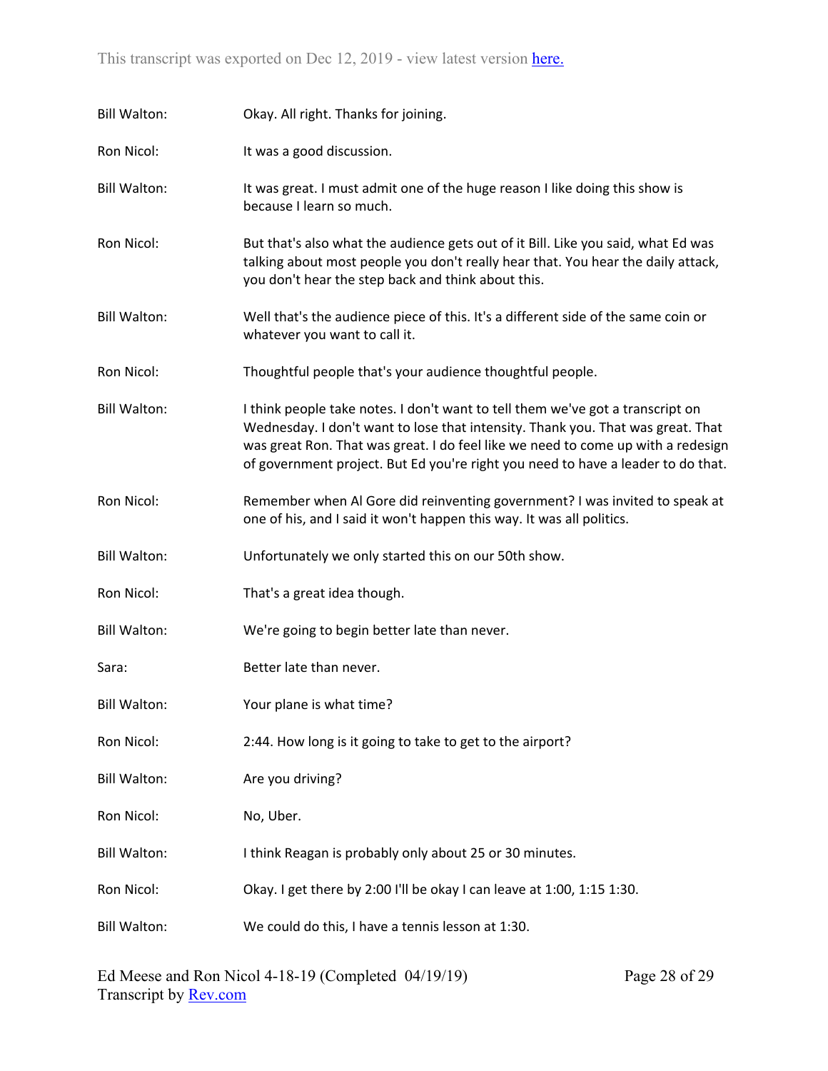Bill Walton: Okay. All right. Thanks for joining.

Ron Nicol: It was a good discussion.

Bill Walton: It was great. I must admit one of the huge reason I like doing this show is because I learn so much.

Ron Nicol: But that's also what the audience gets out of it Bill. Like you said, what Ed was talking about most people you don't really hear that. You hear the daily attack, you don't hear the step back and think about this.

Bill Walton: Well that's the audience piece of this. It's a different side of the same coin or whatever you want to call it.

Ron Nicol: Thoughtful people that's your audience thoughtful people.

Bill Walton: I think people take notes. I don't want to tell them we've got a transcript on Wednesday. I don't want to lose that intensity. Thank you. That was great. That was great Ron. That was great. I do feel like we need to come up with a redesign of government project. But Ed you're right you need to have a leader to do that.

Ron Nicol: Remember when Al Gore did reinventing government? I was invited to speak at one of his, and I said it won't happen this way. It was all politics.

Bill Walton: Unfortunately we only started this on our 50th show.

Ron Nicol: That's a great idea though.

Bill Walton: We're going to begin better late than never.

Sara: Better late than never.

Bill Walton: Your plane is what time?

Ron Nicol: 2:44. How long is it going to take to get to the airport?

Bill Walton: Are you driving?

Ron Nicol: No, Uber.

Bill Walton: I think Reagan is probably only about 25 or 30 minutes.

Ron Nicol: Okay. I get there by 2:00 I'll be okay I can leave at 1:00, 1:15 1:30.

Bill Walton: We could do this, I have a tennis lesson at 1:30.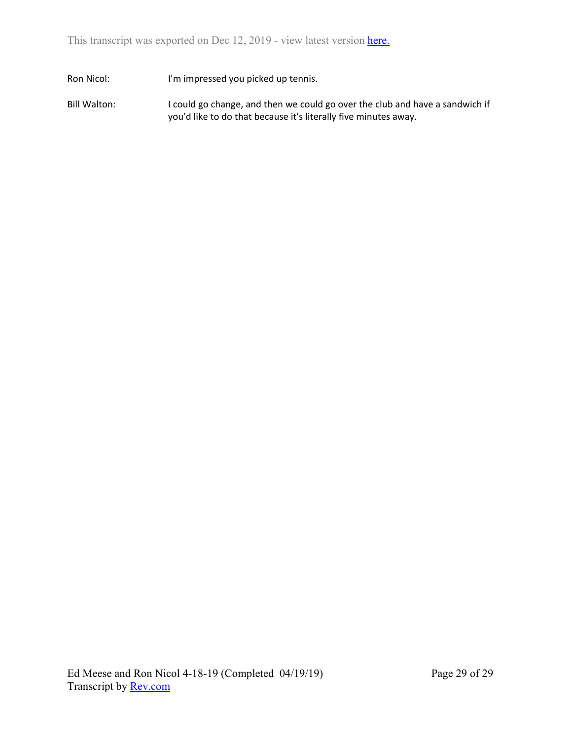This transcript was exported on Dec 12, 2019 - view latest version here.

Ron Nicol: I'm impressed you picked up tennis.

Bill Walton: I could go change, and then we could go over the club and have a sandwich if you'd like to do that because it's literally five minutes away.